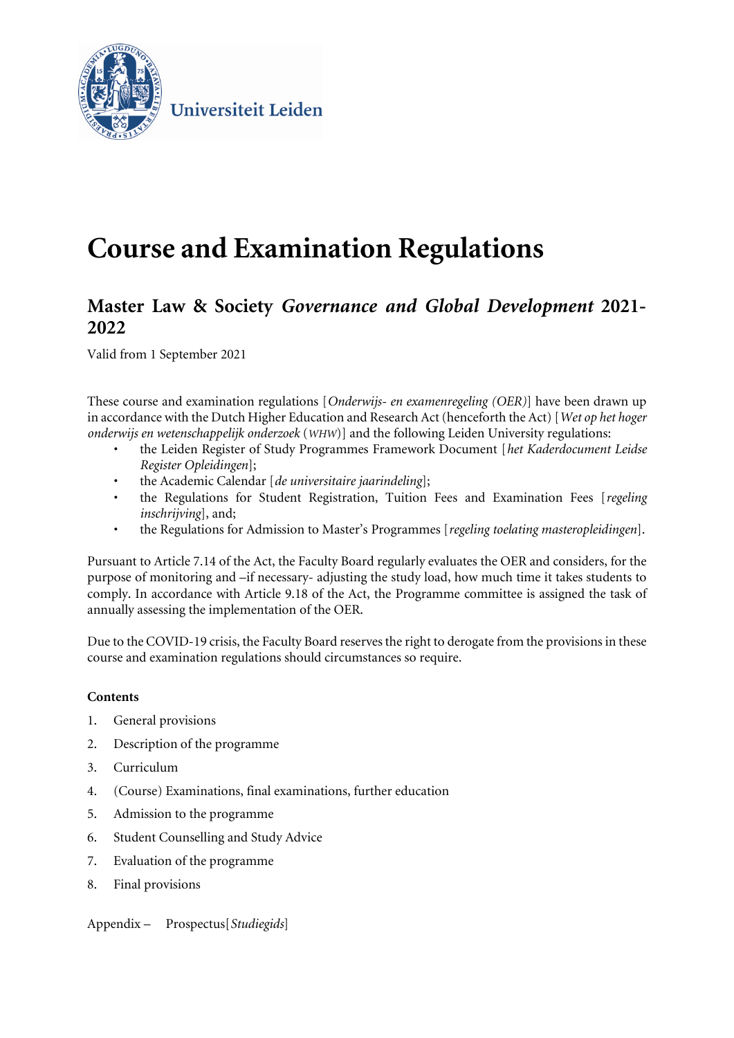Universiteit Leiden

# Course and Examination Regulations

## Master Law & Society *Governance and Global Development* 2021-2022

Valid from 1 September 2021

These course and examination regulations [*Onderwijs- en examenregeling (OER)*] have been drawn up in accordance with the Dutch Higher Education and Research Act (henceforth the Act) [*Wet op het hoger onderwijs en wetenschappelijk onderzoek* (*WHW*)] and the following Leiden University regulations:

- the Leiden Register of Study Programmes Framework Document [*het Kaderdocument Leidse Register Opleidingen*];
- the Academic Calendar [*de universitaire jaarindeling*];
- the Regulations for Student Registration, Tuition Fees and Examination Fees [*regeling inschrijving*], and;
- the Regulations for Admission to Master's Programmes [*regeling toelating masteropleidingen*].

Pursuant to Article 7.14 of the Act, the Faculty Board regularly evaluates the OER and considers, for the purpose of monitoring and –if necessary- adjusting the study load, how much time it takes students to comply. In accordance with Article 9.18 of the Act, the Programme committee is assigned the task of annually assessing the implementation of the OER.

Due to the COVID-19 crisis, the Faculty Board reserves the right to derogate from the provisions in these course and examination regulations should circumstances so require.

**Contents**

1. General provisions
2. Description of the programme
3. Curriculum
4. (Course) Examinations, final examinations, further education
5. Admission to the programme
6. Student Counselling and Study Advice
7. Evaluation of the programme
8. Final provisions

Appendix – Prospectus [*Studiegids*]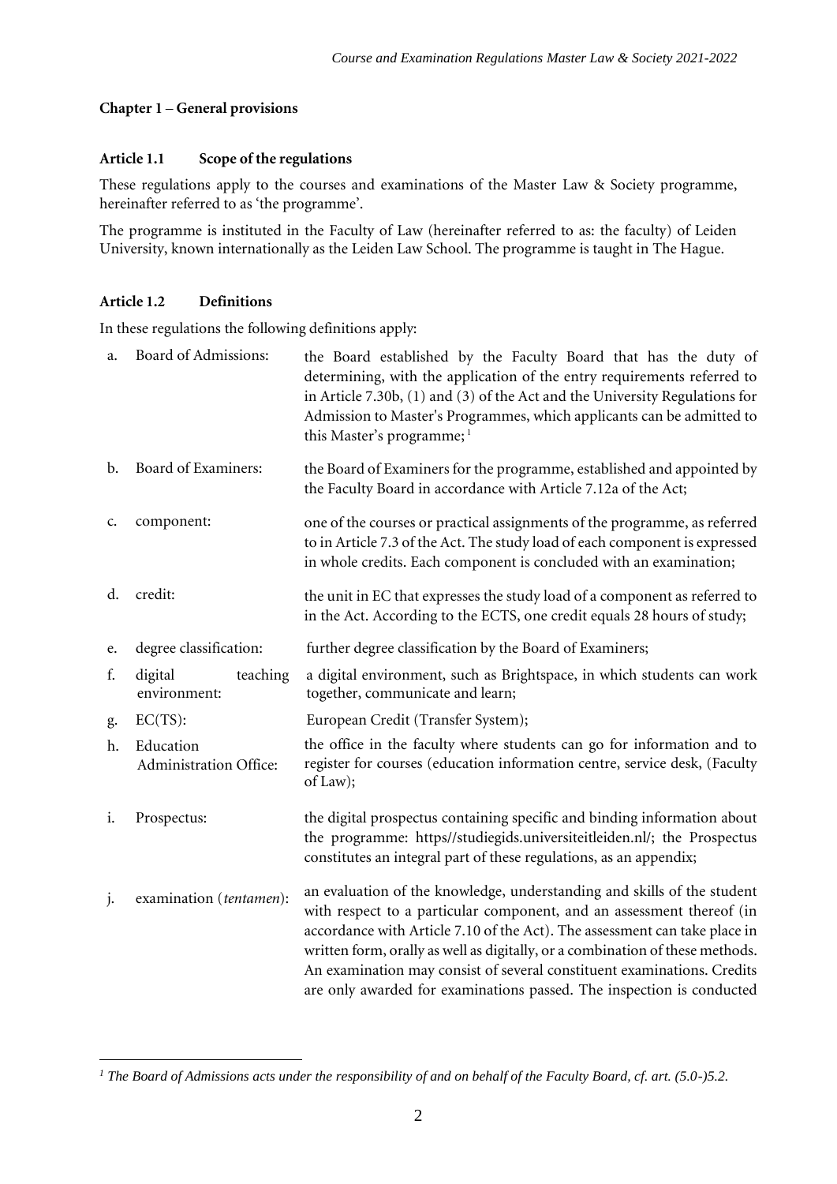## Chapter 1 – General provisions

### Article 1.1 Scope of the regulations

These regulations apply to the courses and examinations of the Master Law & Society programme, hereinafter referred to as 'the programme'.

The programme is instituted in the Faculty of Law (hereinafter referred to as: the faculty) of Leiden University, known internationally as the Leiden Law School. The programme is taught in The Hague.

### Article 1.2 Definitions

In these regulations the following definitions apply:

a. Board of Admissions: the Board established by the Faculty Board that has the duty of determining, with the application of the entry requirements referred to in Article 7.30b, (1) and (3) of the Act and the University Regulations for Admission to Master's Programmes, which applicants can be admitted to this Master's programme; [1]

b. Board of Examiners: the Board of Examiners for the programme, established and appointed by the Faculty Board in accordance with Article 7.12a of the Act;

c. component: one of the courses or practical assignments of the programme, as referred to in Article 7.3 of the Act. The study load of each component is expressed in whole credits. Each component is concluded with an examination;

d. credit: the unit in EC that expresses the study load of a component as referred to in the Act. According to the ECTS, one credit equals 28 hours of study;

e. degree classification: further degree classification by the Board of Examiners;

f. digital teaching environment: a digital environment, such as Brightspace, in which students can work together, communicate and learn;

g. EC(TS): European Credit (Transfer System);

h. Education Administration Office: the office in the faculty where students can go for information and to register for courses (education information centre, service desk, (Faculty of Law);

i. Prospectus: the digital prospectus containing specific and binding information about the programme: https//studiegids.universiteitleiden.nl/; the Prospectus constitutes an integral part of these regulations, as an appendix;

j. examination (*tentamen*): an evaluation of the knowledge, understanding and skills of the student with respect to a particular component, and an assessment thereof (in accordance with Article 7.10 of the Act). The assessment can take place in written form, orally as well as digitally, or a combination of these methods. An examination may consist of several constituent examinations. Credits are only awarded for examinations passed. The inspection is conducted

---

*[1] The Board of Admissions acts under the responsibility of and on behalf of the Faculty Board, cf. art. (5.0-)5.2.*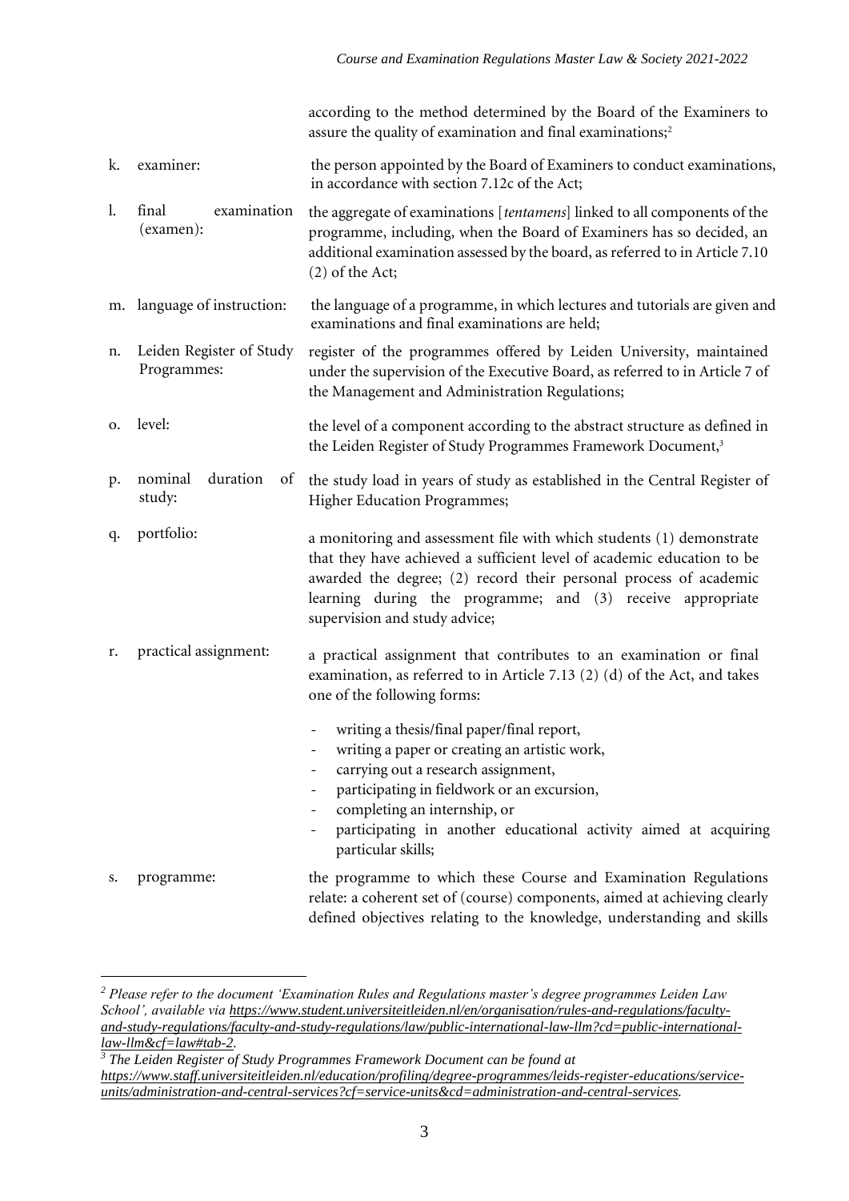according to the method determined by the Board of the Examiners to assure the quality of examination and final examinations;[2]

k. examiner: the person appointed by the Board of Examiners to conduct examinations, in accordance with section 7.12c of the Act;

l. final examination (examen): the aggregate of examinations [*tentamens*] linked to all components of the programme, including, when the Board of Examiners has so decided, an additional examination assessed by the board, as referred to in Article 7.10 (2) of the Act;

m. language of instruction: the language of a programme, in which lectures and tutorials are given and examinations and final examinations are held;

n. Leiden Register of Study Programmes: register of the programmes offered by Leiden University, maintained under the supervision of the Executive Board, as referred to in Article 7 of the Management and Administration Regulations;

o. level: the level of a component according to the abstract structure as defined in the Leiden Register of Study Programmes Framework Document,[3]

p. nominal duration of study: the study load in years of study as established in the Central Register of Higher Education Programmes;

q. portfolio: a monitoring and assessment file with which students (1) demonstrate that they have achieved a sufficient level of academic education to be awarded the degree; (2) record their personal process of academic learning during the programme; and (3) receive appropriate supervision and study advice;

r. practical assignment: a practical assignment that contributes to an examination or final examination, as referred to in Article 7.13 (2) (d) of the Act, and takes one of the following forms:

- writing a thesis/final paper/final report,
- writing a paper or creating an artistic work,
- carrying out a research assignment,
- participating in fieldwork or an excursion,
- completing an internship, or
- participating in another educational activity aimed at acquiring particular skills;

s. programme: the programme to which these Course and Examination Regulations relate: a coherent set of (course) components, aimed at achieving clearly defined objectives relating to the knowledge, understanding and skills

---

[2] *Please refer to the document 'Examination Rules and Regulations master's degree programmes Leiden Law School', available via https://www.student.universiteitleiden.nl/en/organisation/rules-and-regulations/faculty-and-study-regulations/faculty-and-study-regulations/law/public-international-law-llm?cd=public-international-law-llm&cf=law#tab-2.*

[3] *The Leiden Register of Study Programmes Framework Document can be found at https://www.staff.universiteitleiden.nl/education/profiling/degree-programmes/leids-register-educations/service-units/administration-and-central-services?cf=service-units&cd=administration-and-central-services.*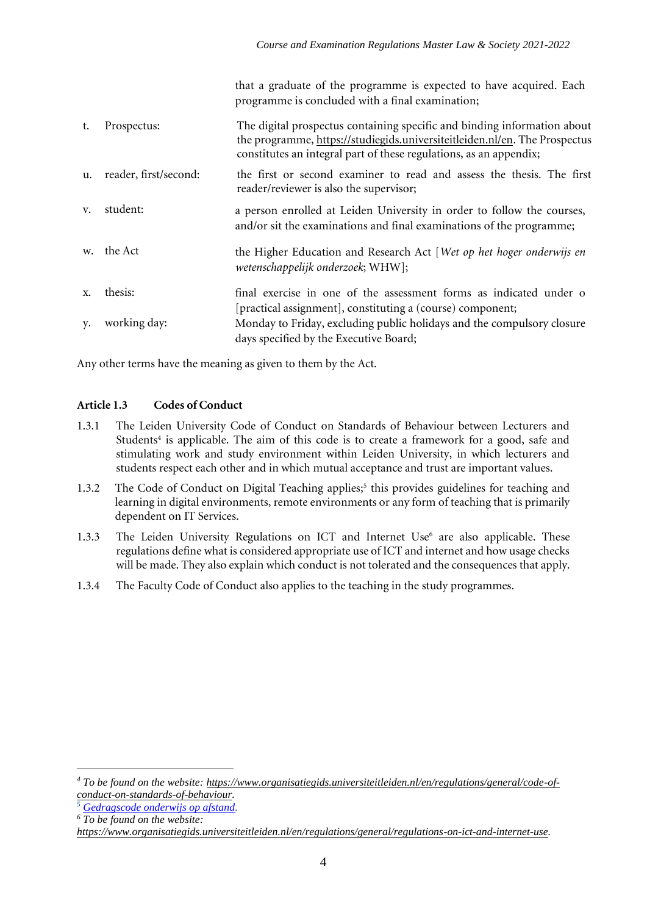that a graduate of the programme is expected to have acquired. Each programme is concluded with a final examination;

| | | |
|---|---|---|
| t. | Prospectus: | The digital prospectus containing specific and binding information about the programme, https://studiegids.universiteitleiden.nl/en. The Prospectus constitutes an integral part of these regulations, as an appendix; |
| u. | reader, first/second: | the first or second examiner to read and assess the thesis. The first reader/reviewer is also the supervisor; |
| v. | student: | a person enrolled at Leiden University in order to follow the courses, and/or sit the examinations and final examinations of the programme; |
| w. | the Act | the Higher Education and Research Act [*Wet op het hoger onderwijs en wetenschappelijk onderzoek*; WHW]; |
| x. | thesis: | final exercise in one of the assessment forms as indicated under o [practical assignment], constituting a (course) component; |
| y. | working day: | Monday to Friday, excluding public holidays and the compulsory closure days specified by the Executive Board; |

Any other terms have the meaning as given to them by the Act.

### Article 1.3 Codes of Conduct

1.3.1 The Leiden University Code of Conduct on Standards of Behaviour between Lecturers and Students[4] is applicable. The aim of this code is to create a framework for a good, safe and stimulating work and study environment within Leiden University, in which lecturers and students respect each other and in which mutual acceptance and trust are important values.

1.3.2 The Code of Conduct on Digital Teaching applies;[5] this provides guidelines for teaching and learning in digital environments, remote environments or any form of teaching that is primarily dependent on IT Services.

1.3.3 The Leiden University Regulations on ICT and Internet Use[6] are also applicable. These regulations define what is considered appropriate use of ICT and internet and how usage checks will be made. They also explain which conduct is not tolerated and the consequences that apply.

1.3.4 The Faculty Code of Conduct also applies to the teaching in the study programmes.

---

[4] *To be found on the website: https://www.organisatiegids.universiteitleiden.nl/en/regulations/general/code-of-conduct-on-standards-of-behaviour.*

[5] *Gedragscode onderwijs op afstand.*

[6] *To be found on the website: https://www.organisatiegids.universiteitleiden.nl/en/regulations/general/regulations-on-ict-and-internet-use.*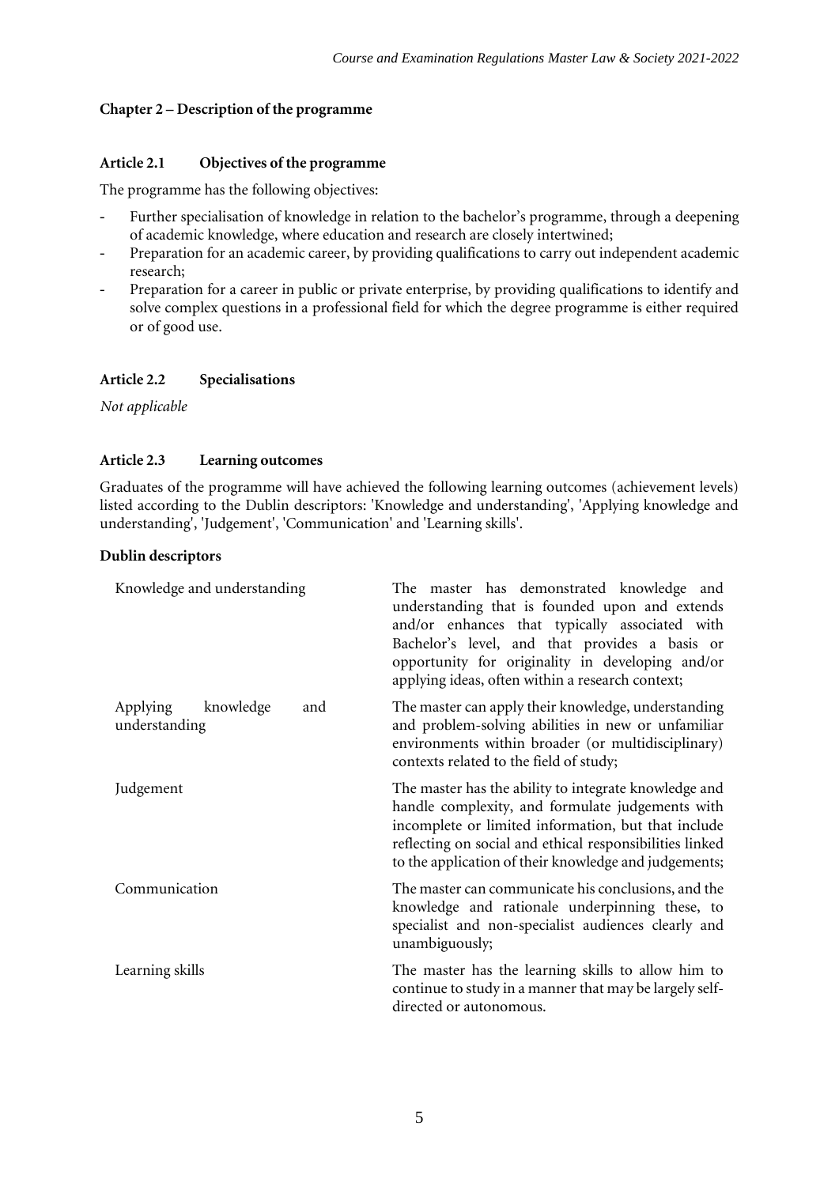## Chapter 2 – Description of the programme

### Article 2.1 Objectives of the programme

The programme has the following objectives:

- Further specialisation of knowledge in relation to the bachelor's programme, through a deepening of academic knowledge, where education and research are closely intertwined;
- Preparation for an academic career, by providing qualifications to carry out independent academic research;
- Preparation for a career in public or private enterprise, by providing qualifications to identify and solve complex questions in a professional field for which the degree programme is either required or of good use.

### Article 2.2 Specialisations

*Not applicable*

### Article 2.3 Learning outcomes

Graduates of the programme will have achieved the following learning outcomes (achievement levels) listed according to the Dublin descriptors: 'Knowledge and understanding', 'Applying knowledge and understanding', 'Judgement', 'Communication' and 'Learning skills'.

**Dublin descriptors**

| | |
|---|---|
| Knowledge and understanding | The master has demonstrated knowledge and understanding that is founded upon and extends and/or enhances that typically associated with Bachelor's level, and that provides a basis or opportunity for originality in developing and/or applying ideas, often within a research context; |
| Applying knowledge and understanding | The master can apply their knowledge, understanding and problem-solving abilities in new or unfamiliar environments within broader (or multidisciplinary) contexts related to the field of study; |
| Judgement | The master has the ability to integrate knowledge and handle complexity, and formulate judgements with incomplete or limited information, but that include reflecting on social and ethical responsibilities linked to the application of their knowledge and judgements; |
| Communication | The master can communicate his conclusions, and the knowledge and rationale underpinning these, to specialist and non-specialist audiences clearly and unambiguously; |
| Learning skills | The master has the learning skills to allow him to continue to study in a manner that may be largely self-directed or autonomous. |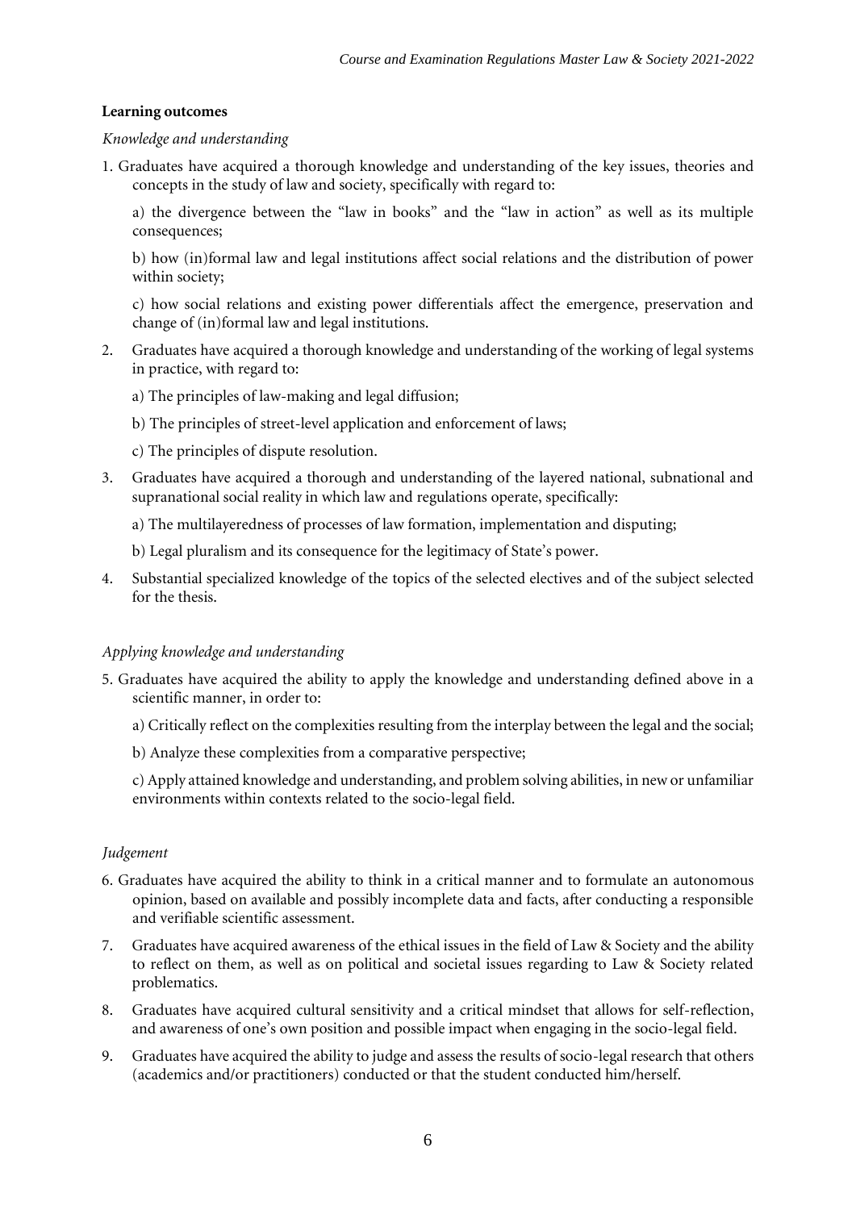**Learning outcomes**

*Knowledge and understanding*

1. Graduates have acquired a thorough knowledge and understanding of the key issues, theories and concepts in the study of law and society, specifically with regard to:

   a) the divergence between the "law in books" and the "law in action" as well as its multiple consequences;

   b) how (in)formal law and legal institutions affect social relations and the distribution of power within society;

   c) how social relations and existing power differentials affect the emergence, preservation and change of (in)formal law and legal institutions.

2. Graduates have acquired a thorough knowledge and understanding of the working of legal systems in practice, with regard to:

   a) The principles of law-making and legal diffusion;

   b) The principles of street-level application and enforcement of laws;

   c) The principles of dispute resolution.

3. Graduates have acquired a thorough and understanding of the layered national, subnational and supranational social reality in which law and regulations operate, specifically:

   a) The multilayeredness of processes of law formation, implementation and disputing;

   b) Legal pluralism and its consequence for the legitimacy of State's power.

4. Substantial specialized knowledge of the topics of the selected electives and of the subject selected for the thesis.

*Applying knowledge and understanding*

5. Graduates have acquired the ability to apply the knowledge and understanding defined above in a scientific manner, in order to:

   a) Critically reflect on the complexities resulting from the interplay between the legal and the social;

   b) Analyze these complexities from a comparative perspective;

   c) Apply attained knowledge and understanding, and problem solving abilities, in new or unfamiliar environments within contexts related to the socio-legal field.

*Judgement*

6. Graduates have acquired the ability to think in a critical manner and to formulate an autonomous opinion, based on available and possibly incomplete data and facts, after conducting a responsible and verifiable scientific assessment.

7. Graduates have acquired awareness of the ethical issues in the field of Law & Society and the ability to reflect on them, as well as on political and societal issues regarding to Law & Society related problematics.

8. Graduates have acquired cultural sensitivity and a critical mindset that allows for self-reflection, and awareness of one's own position and possible impact when engaging in the socio-legal field.

9. Graduates have acquired the ability to judge and assess the results of socio-legal research that others (academics and/or practitioners) conducted or that the student conducted him/herself.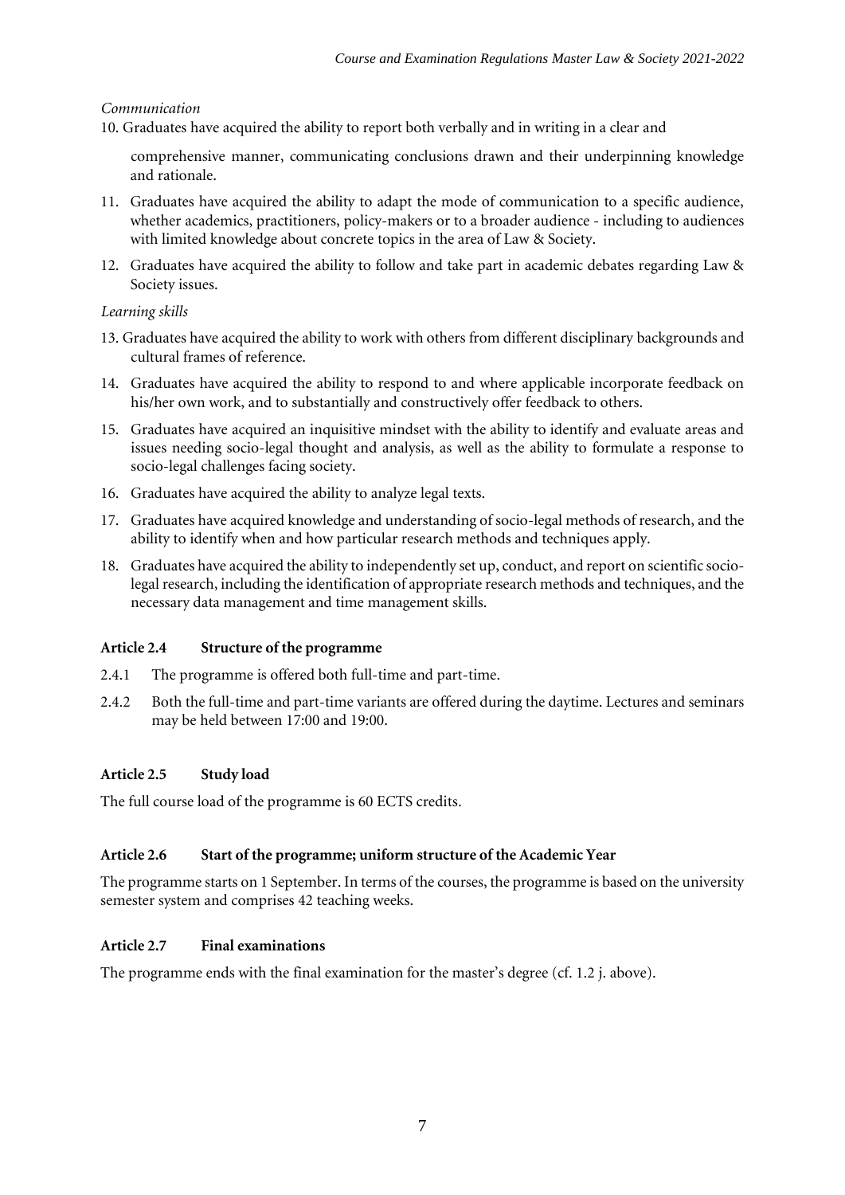*Communication*

10. Graduates have acquired the ability to report both verbally and in writing in a clear and comprehensive manner, communicating conclusions drawn and their underpinning knowledge and rationale.
11. Graduates have acquired the ability to adapt the mode of communication to a specific audience, whether academics, practitioners, policy-makers or to a broader audience - including to audiences with limited knowledge about concrete topics in the area of Law & Society.
12. Graduates have acquired the ability to follow and take part in academic debates regarding Law & Society issues.

*Learning skills*

13. Graduates have acquired the ability to work with others from different disciplinary backgrounds and cultural frames of reference.
14. Graduates have acquired the ability to respond to and where applicable incorporate feedback on his/her own work, and to substantially and constructively offer feedback to others.
15. Graduates have acquired an inquisitive mindset with the ability to identify and evaluate areas and issues needing socio-legal thought and analysis, as well as the ability to formulate a response to socio-legal challenges facing society.
16. Graduates have acquired the ability to analyze legal texts.
17. Graduates have acquired knowledge and understanding of socio-legal methods of research, and the ability to identify when and how particular research methods and techniques apply.
18. Graduates have acquired the ability to independently set up, conduct, and report on scientific socio-legal research, including the identification of appropriate research methods and techniques, and the necessary data management and time management skills.

### Article 2.4 Structure of the programme

2.4.1 The programme is offered both full-time and part-time.

2.4.2 Both the full-time and part-time variants are offered during the daytime. Lectures and seminars may be held between 17:00 and 19:00.

### Article 2.5 Study load

The full course load of the programme is 60 ECTS credits.

### Article 2.6 Start of the programme; uniform structure of the Academic Year

The programme starts on 1 September. In terms of the courses, the programme is based on the university semester system and comprises 42 teaching weeks.

### Article 2.7 Final examinations

The programme ends with the final examination for the master's degree (cf. 1.2 j. above).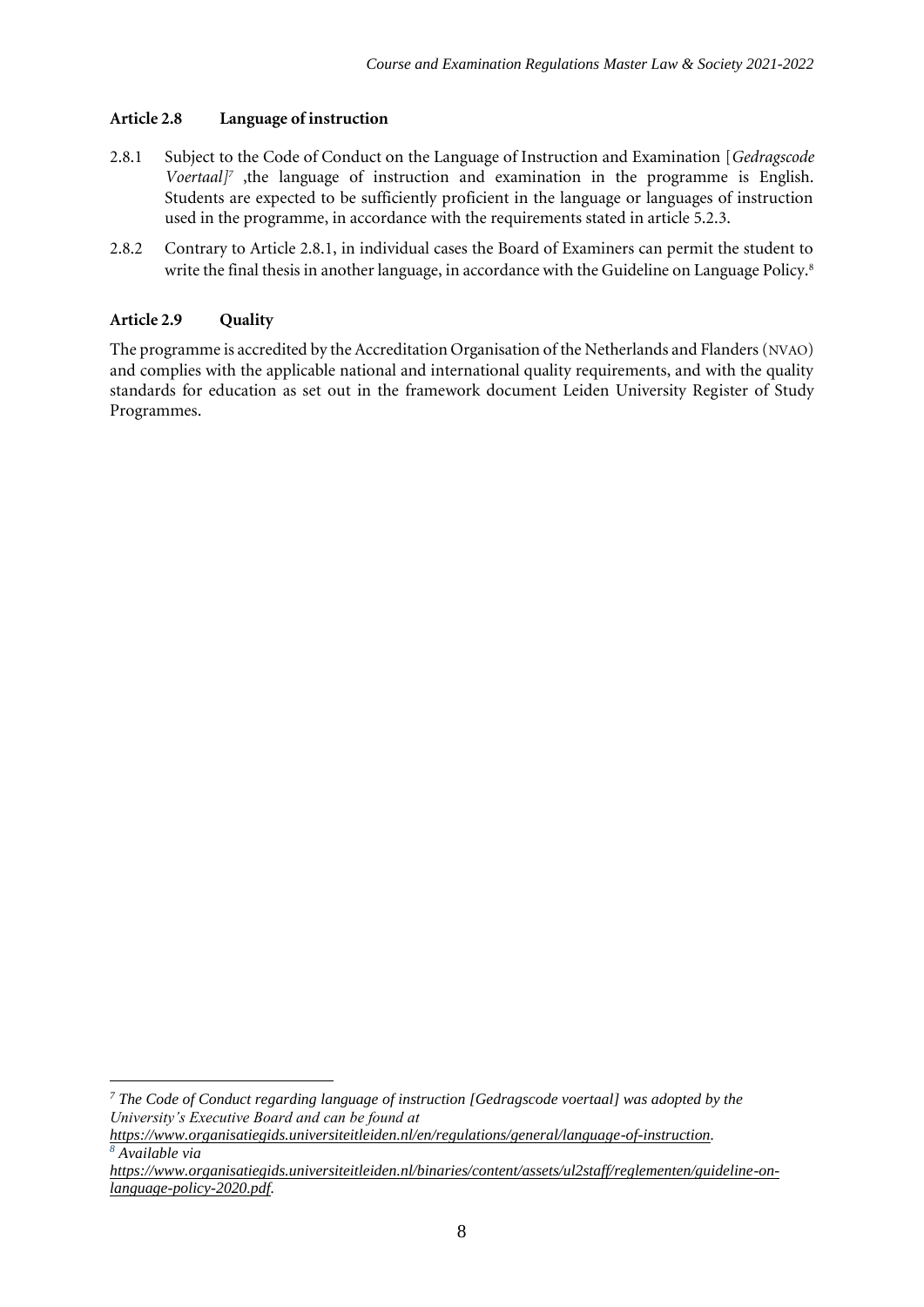### Article 2.8 Language of instruction

2.8.1 Subject to the Code of Conduct on the Language of Instruction and Examination [*Gedragscode Voertaal*][7] ,the language of instruction and examination in the programme is English. Students are expected to be sufficiently proficient in the language or languages of instruction used in the programme, in accordance with the requirements stated in article 5.2.3.

2.8.2 Contrary to Article 2.8.1, in individual cases the Board of Examiners can permit the student to write the final thesis in another language, in accordance with the Guideline on Language Policy.[8]

### Article 2.9 Quality

The programme is accredited by the Accreditation Organisation of the Netherlands and Flanders (NVAO) and complies with the applicable national and international quality requirements, and with the quality standards for education as set out in the framework document Leiden University Register of Study Programmes.

---

[7] *The Code of Conduct regarding language of instruction [Gedragscode voertaal] was adopted by the University's Executive Board and can be found at https://www.organisatiegids.universiteitleiden.nl/en/regulations/general/language-of-instruction.*

[8] *Available via https://www.organisatiegids.universiteitleiden.nl/binaries/content/assets/ul2staff/reglementen/guideline-on-language-policy-2020.pdf.*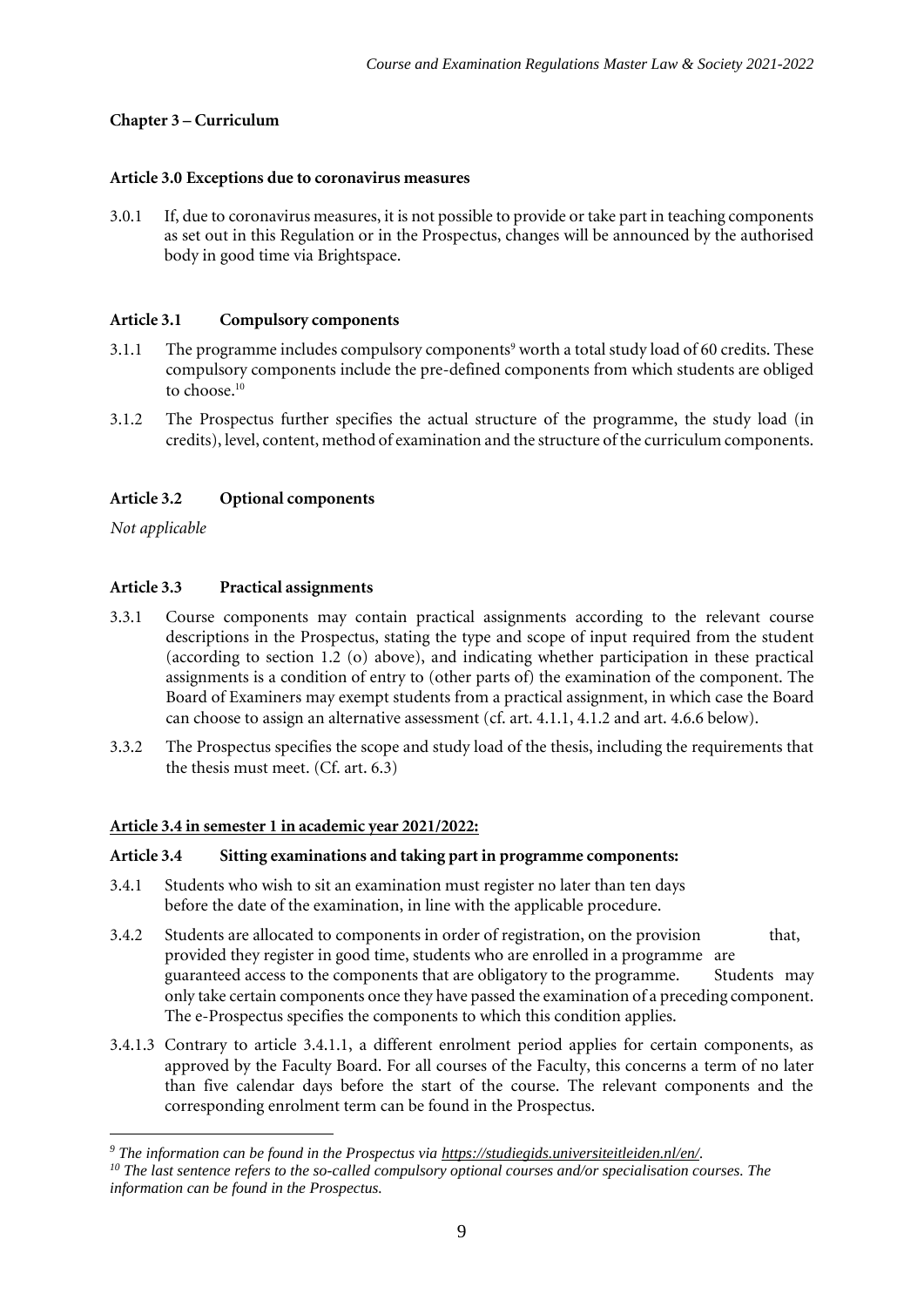**Chapter 3 – Curriculum**

**Article 3.0 Exceptions due to coronavirus measures**

3.0.1 If, due to coronavirus measures, it is not possible to provide or take part in teaching components as set out in this Regulation or in the Prospectus, changes will be announced by the authorised body in good time via Brightspace.

**Article 3.1 Compulsory components**

3.1.1 The programme includes compulsory components[9] worth a total study load of 60 credits. These compulsory components include the pre-defined components from which students are obliged to choose.[10]

3.1.2 The Prospectus further specifies the actual structure of the programme, the study load (in credits), level, content, method of examination and the structure of the curriculum components.

**Article 3.2 Optional components**

*Not applicable*

**Article 3.3 Practical assignments**

3.3.1 Course components may contain practical assignments according to the relevant course descriptions in the Prospectus, stating the type and scope of input required from the student (according to section 1.2 (o) above), and indicating whether participation in these practical assignments is a condition of entry to (other parts of) the examination of the component. The Board of Examiners may exempt students from a practical assignment, in which case the Board can choose to assign an alternative assessment (cf. art. 4.1.1, 4.1.2 and art. 4.6.6 below).

3.3.2 The Prospectus specifies the scope and study load of the thesis, including the requirements that the thesis must meet. (Cf. art. 6.3)

**Article 3.4 in semester 1 in academic year 2021/2022:**

**Article 3.4 Sitting examinations and taking part in programme components:**

3.4.1 Students who wish to sit an examination must register no later than ten days before the date of the examination, in line with the applicable procedure.

3.4.2 Students are allocated to components in order of registration, on the provision that, provided they register in good time, students who are enrolled in a programme are guaranteed access to the components that are obligatory to the programme. Students may only take certain components once they have passed the examination of a preceding component. The e-Prospectus specifies the components to which this condition applies.

3.4.1.3 Contrary to article 3.4.1.1, a different enrolment period applies for certain components, as approved by the Faculty Board. For all courses of the Faculty, this concerns a term of no later than five calendar days before the start of the course. The relevant components and the corresponding enrolment term can be found in the Prospectus.

---

[9] *The information can be found in the Prospectus via https://studiegids.universiteitleiden.nl/en/.*

[10] *The last sentence refers to the so-called compulsory optional courses and/or specialisation courses. The information can be found in the Prospectus.*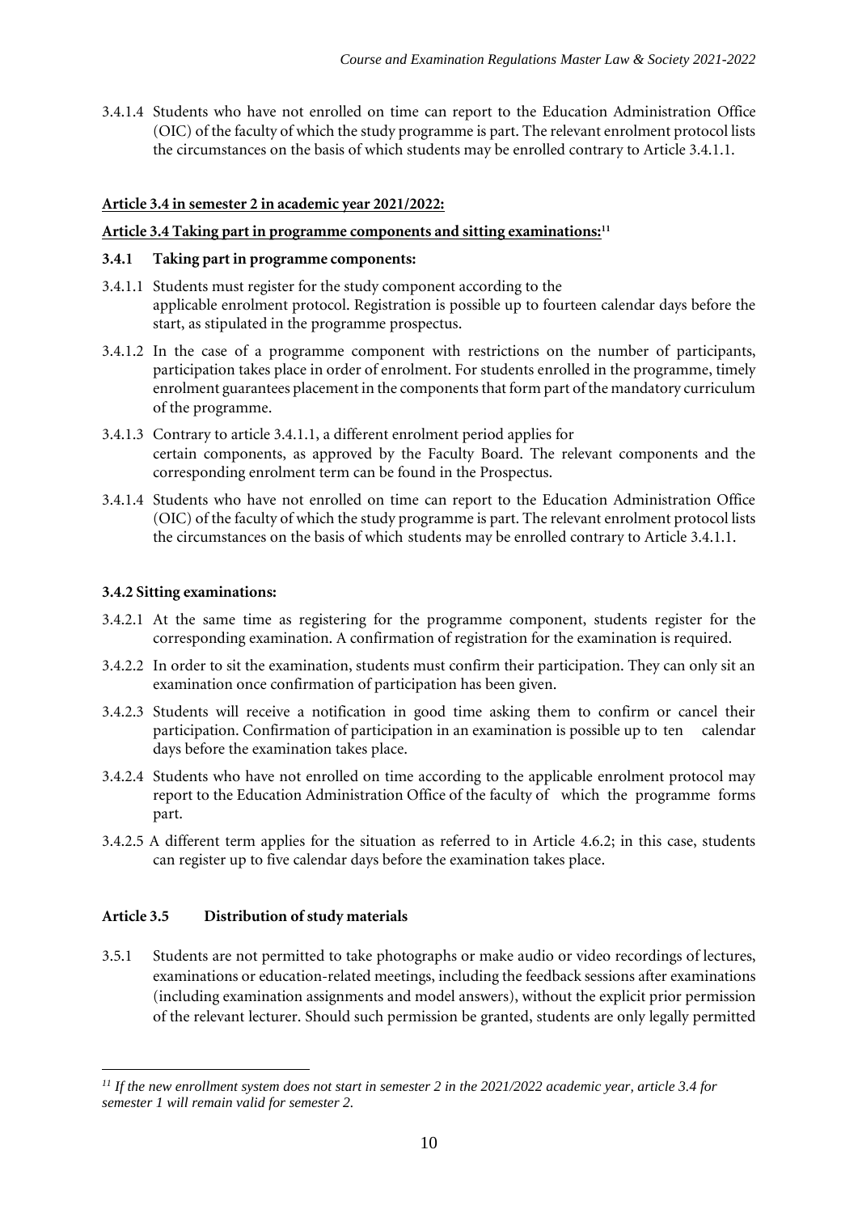3.4.1.4 Students who have not enrolled on time can report to the Education Administration Office (OIC) of the faculty of which the study programme is part. The relevant enrolment protocol lists the circumstances on the basis of which students may be enrolled contrary to Article 3.4.1.1.

**Article 3.4 in semester 2 in academic year 2021/2022:**

**Article 3.4 Taking part in programme components and sitting examinations:**[11]

**3.4.1 Taking part in programme components:**

3.4.1.1 Students must register for the study component according to the applicable enrolment protocol. Registration is possible up to fourteen calendar days before the start, as stipulated in the programme prospectus.

3.4.1.2 In the case of a programme component with restrictions on the number of participants, participation takes place in order of enrolment. For students enrolled in the programme, timely enrolment guarantees placement in the components that form part of the mandatory curriculum of the programme.

3.4.1.3 Contrary to article 3.4.1.1, a different enrolment period applies for certain components, as approved by the Faculty Board. The relevant components and the corresponding enrolment term can be found in the Prospectus.

3.4.1.4 Students who have not enrolled on time can report to the Education Administration Office (OIC) of the faculty of which the study programme is part. The relevant enrolment protocol lists the circumstances on the basis of which students may be enrolled contrary to Article 3.4.1.1.

**3.4.2 Sitting examinations:**

3.4.2.1 At the same time as registering for the programme component, students register for the corresponding examination. A confirmation of registration for the examination is required.

3.4.2.2 In order to sit the examination, students must confirm their participation. They can only sit an examination once confirmation of participation has been given.

3.4.2.3 Students will receive a notification in good time asking them to confirm or cancel their participation. Confirmation of participation in an examination is possible up to ten calendar days before the examination takes place.

3.4.2.4 Students who have not enrolled on time according to the applicable enrolment protocol may report to the Education Administration Office of the faculty of which the programme forms part.

3.4.2.5 A different term applies for the situation as referred to in Article 4.6.2; in this case, students can register up to five calendar days before the examination takes place.

**Article 3.5 Distribution of study materials**

3.5.1 Students are not permitted to take photographs or make audio or video recordings of lectures, examinations or education-related meetings, including the feedback sessions after examinations (including examination assignments and model answers), without the explicit prior permission of the relevant lecturer. Should such permission be granted, students are only legally permitted

---

[11] *If the new enrollment system does not start in semester 2 in the 2021/2022 academic year, article 3.4 for semester 1 will remain valid for semester 2.*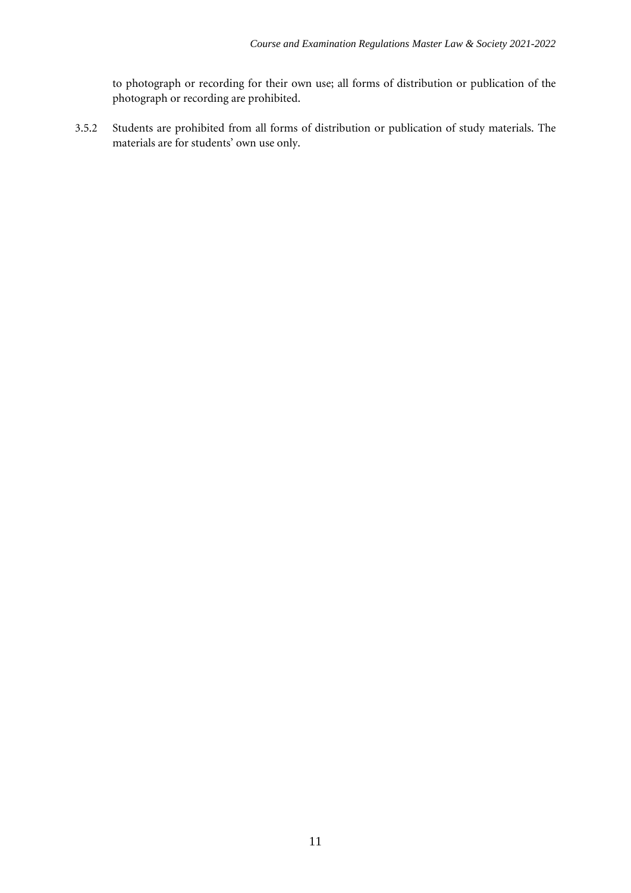to photograph or recording for their own use; all forms of distribution or publication of the photograph or recording are prohibited.

3.5.2 Students are prohibited from all forms of distribution or publication of study materials. The materials are for students' own use only.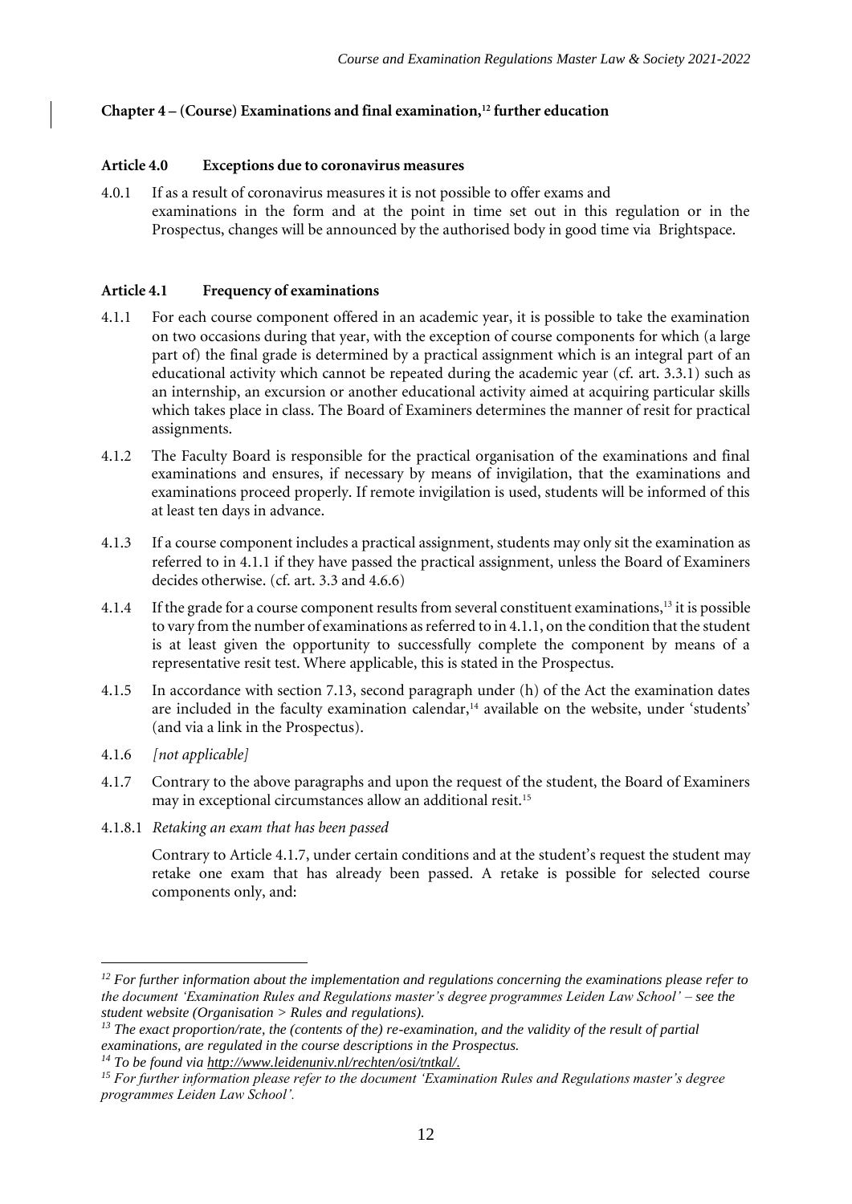## Chapter 4 – (Course) Examinations and final examination,[12] further education

### Article 4.0 Exceptions due to coronavirus measures

4.0.1 If as a result of coronavirus measures it is not possible to offer exams and examinations in the form and at the point in time set out in this regulation or in the Prospectus, changes will be announced by the authorised body in good time via Brightspace.

### Article 4.1 Frequency of examinations

4.1.1 For each course component offered in an academic year, it is possible to take the examination on two occasions during that year, with the exception of course components for which (a large part of) the final grade is determined by a practical assignment which is an integral part of an educational activity which cannot be repeated during the academic year (cf. art. 3.3.1) such as an internship, an excursion or another educational activity aimed at acquiring particular skills which takes place in class. The Board of Examiners determines the manner of resit for practical assignments.

4.1.2 The Faculty Board is responsible for the practical organisation of the examinations and final examinations and ensures, if necessary by means of invigilation, that the examinations and examinations proceed properly. If remote invigilation is used, students will be informed of this at least ten days in advance.

4.1.3 If a course component includes a practical assignment, students may only sit the examination as referred to in 4.1.1 if they have passed the practical assignment, unless the Board of Examiners decides otherwise. (cf. art. 3.3 and 4.6.6)

4.1.4 If the grade for a course component results from several constituent examinations,[13] it is possible to vary from the number of examinations as referred to in 4.1.1, on the condition that the student is at least given the opportunity to successfully complete the component by means of a representative resit test. Where applicable, this is stated in the Prospectus.

4.1.5 In accordance with section 7.13, second paragraph under (h) of the Act the examination dates are included in the faculty examination calendar,[14] available on the website, under 'students' (and via a link in the Prospectus).

4.1.6 *[not applicable]*

4.1.7 Contrary to the above paragraphs and upon the request of the student, the Board of Examiners may in exceptional circumstances allow an additional resit.[15]

4.1.8.1 *Retaking an exam that has been passed*

Contrary to Article 4.1.7, under certain conditions and at the student's request the student may retake one exam that has already been passed. A retake is possible for selected course components only, and:

---

[12] *For further information about the implementation and regulations concerning the examinations please refer to the document 'Examination Rules and Regulations master's degree programmes Leiden Law School' – see the student website (Organisation > Rules and regulations).*

[13] *The exact proportion/rate, the (contents of the) re-examination, and the validity of the result of partial examinations, are regulated in the course descriptions in the Prospectus.*

[14] *To be found via http://www.leidenuniv.nl/rechten/osi/tntkal/.*

[15] *For further information please refer to the document 'Examination Rules and Regulations master's degree programmes Leiden Law School'.*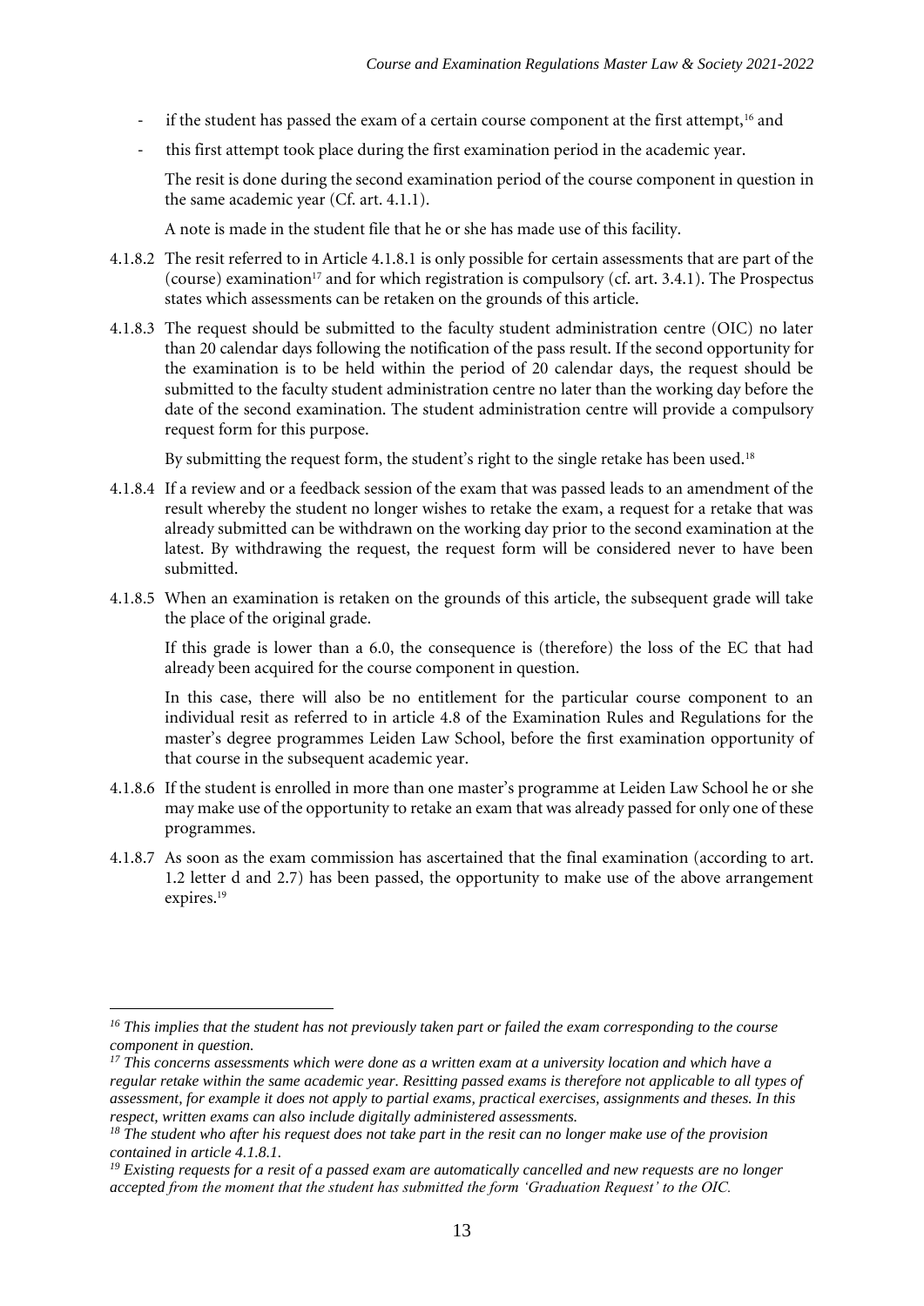- if the student has passed the exam of a certain course component at the first attempt,[16] and
- this first attempt took place during the first examination period in the academic year.

The resit is done during the second examination period of the course component in question in the same academic year (Cf. art. 4.1.1).

A note is made in the student file that he or she has made use of this facility.

4.1.8.2 The resit referred to in Article 4.1.8.1 is only possible for certain assessments that are part of the (course) examination[17] and for which registration is compulsory (cf. art. 3.4.1). The Prospectus states which assessments can be retaken on the grounds of this article.

4.1.8.3 The request should be submitted to the faculty student administration centre (OIC) no later than 20 calendar days following the notification of the pass result. If the second opportunity for the examination is to be held within the period of 20 calendar days, the request should be submitted to the faculty student administration centre no later than the working day before the date of the second examination. The student administration centre will provide a compulsory request form for this purpose.

By submitting the request form, the student's right to the single retake has been used.[18]

4.1.8.4 If a review and or a feedback session of the exam that was passed leads to an amendment of the result whereby the student no longer wishes to retake the exam, a request for a retake that was already submitted can be withdrawn on the working day prior to the second examination at the latest. By withdrawing the request, the request form will be considered never to have been submitted.

4.1.8.5 When an examination is retaken on the grounds of this article, the subsequent grade will take the place of the original grade.

If this grade is lower than a 6.0, the consequence is (therefore) the loss of the EC that had already been acquired for the course component in question.

In this case, there will also be no entitlement for the particular course component to an individual resit as referred to in article 4.8 of the Examination Rules and Regulations for the master's degree programmes Leiden Law School, before the first examination opportunity of that course in the subsequent academic year.

4.1.8.6 If the student is enrolled in more than one master's programme at Leiden Law School he or she may make use of the opportunity to retake an exam that was already passed for only one of these programmes.

4.1.8.7 As soon as the exam commission has ascertained that the final examination (according to art. 1.2 letter d and 2.7) has been passed, the opportunity to make use of the above arrangement expires.[19]

---

[16] *This implies that the student has not previously taken part or failed the exam corresponding to the course component in question.*

[17] *This concerns assessments which were done as a written exam at a university location and which have a regular retake within the same academic year. Resitting passed exams is therefore not applicable to all types of assessment, for example it does not apply to partial exams, practical exercises, assignments and theses. In this respect, written exams can also include digitally administered assessments.*

[18] *The student who after his request does not take part in the resit can no longer make use of the provision contained in article 4.1.8.1.*

[19] *Existing requests for a resit of a passed exam are automatically cancelled and new requests are no longer accepted from the moment that the student has submitted the form 'Graduation Request' to the OIC.*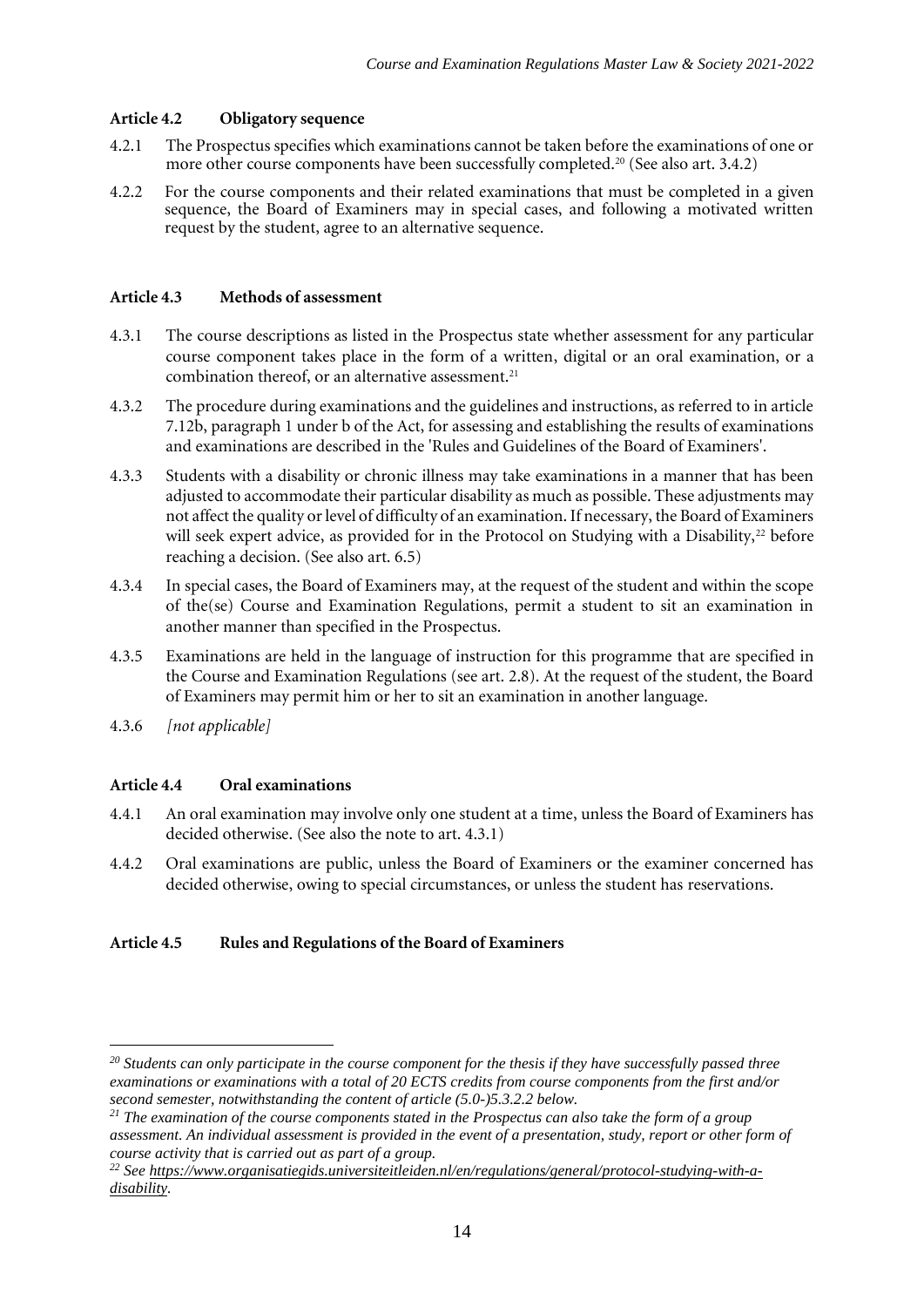### Article 4.2 Obligatory sequence

4.2.1 The Prospectus specifies which examinations cannot be taken before the examinations of one or more other course components have been successfully completed.[20] (See also art. 3.4.2)

4.2.2 For the course components and their related examinations that must be completed in a given sequence, the Board of Examiners may in special cases, and following a motivated written request by the student, agree to an alternative sequence.

### Article 4.3 Methods of assessment

4.3.1 The course descriptions as listed in the Prospectus state whether assessment for any particular course component takes place in the form of a written, digital or an oral examination, or a combination thereof, or an alternative assessment.[21]

4.3.2 The procedure during examinations and the guidelines and instructions, as referred to in article 7.12b, paragraph 1 under b of the Act, for assessing and establishing the results of examinations and examinations are described in the 'Rules and Guidelines of the Board of Examiners'.

4.3.3 Students with a disability or chronic illness may take examinations in a manner that has been adjusted to accommodate their particular disability as much as possible. These adjustments may not affect the quality or level of difficulty of an examination. If necessary, the Board of Examiners will seek expert advice, as provided for in the Protocol on Studying with a Disability,[22] before reaching a decision. (See also art. 6.5)

4.3.4 In special cases, the Board of Examiners may, at the request of the student and within the scope of the(se) Course and Examination Regulations, permit a student to sit an examination in another manner than specified in the Prospectus.

4.3.5 Examinations are held in the language of instruction for this programme that are specified in the Course and Examination Regulations (see art. 2.8). At the request of the student, the Board of Examiners may permit him or her to sit an examination in another language.

4.3.6 *[not applicable]*

### Article 4.4 Oral examinations

4.4.1 An oral examination may involve only one student at a time, unless the Board of Examiners has decided otherwise. (See also the note to art. 4.3.1)

4.4.2 Oral examinations are public, unless the Board of Examiners or the examiner concerned has decided otherwise, owing to special circumstances, or unless the student has reservations.

### Article 4.5 Rules and Regulations of the Board of Examiners

---

[20] *Students can only participate in the course component for the thesis if they have successfully passed three examinations or examinations with a total of 20 ECTS credits from course components from the first and/or second semester, notwithstanding the content of article (5.0-)5.3.2.2 below.*

[21] *The examination of the course components stated in the Prospectus can also take the form of a group assessment. An individual assessment is provided in the event of a presentation, study, report or other form of course activity that is carried out as part of a group.*

[22] *See https://www.organisatiegids.universiteitleiden.nl/en/regulations/general/protocol-studying-with-a-disability.*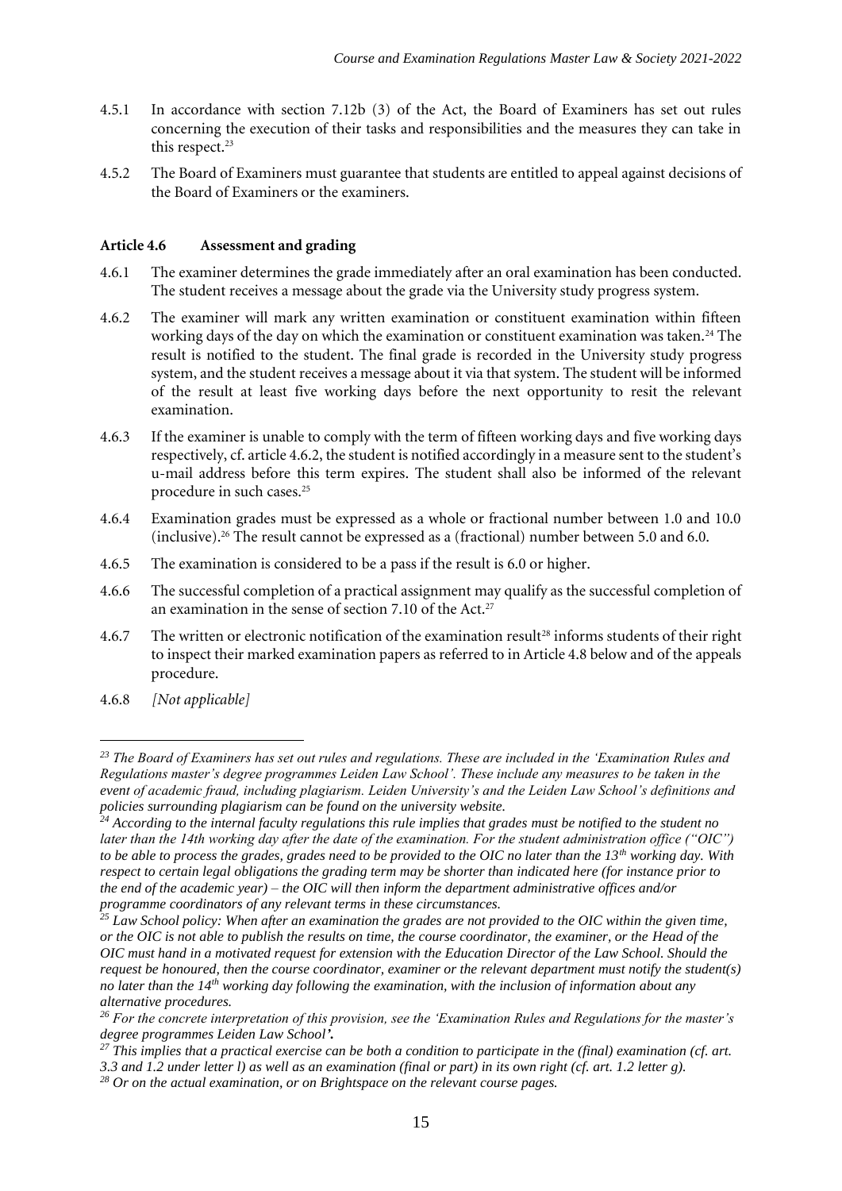4.5.1 In accordance with section 7.12b (3) of the Act, the Board of Examiners has set out rules concerning the execution of their tasks and responsibilities and the measures they can take in this respect.[23]

4.5.2 The Board of Examiners must guarantee that students are entitled to appeal against decisions of the Board of Examiners or the examiners.

### Article 4.6 Assessment and grading

4.6.1 The examiner determines the grade immediately after an oral examination has been conducted. The student receives a message about the grade via the University study progress system.

4.6.2 The examiner will mark any written examination or constituent examination within fifteen working days of the day on which the examination or constituent examination was taken.[24] The result is notified to the student. The final grade is recorded in the University study progress system, and the student receives a message about it via that system. The student will be informed of the result at least five working days before the next opportunity to resit the relevant examination.

4.6.3 If the examiner is unable to comply with the term of fifteen working days and five working days respectively, cf. article 4.6.2, the student is notified accordingly in a measure sent to the student's u-mail address before this term expires. The student shall also be informed of the relevant procedure in such cases.[25]

4.6.4 Examination grades must be expressed as a whole or fractional number between 1.0 and 10.0 (inclusive).[26] The result cannot be expressed as a (fractional) number between 5.0 and 6.0.

4.6.5 The examination is considered to be a pass if the result is 6.0 or higher.

4.6.6 The successful completion of a practical assignment may qualify as the successful completion of an examination in the sense of section 7.10 of the Act.[27]

4.6.7 The written or electronic notification of the examination result[28] informs students of their right to inspect their marked examination papers as referred to in Article 4.8 below and of the appeals procedure.

4.6.8 *[Not applicable]*

---

*[23] The Board of Examiners has set out rules and regulations. These are included in the 'Examination Rules and Regulations master's degree programmes Leiden Law School'. These include any measures to be taken in the event of academic fraud, including plagiarism. Leiden University's and the Leiden Law School's definitions and policies surrounding plagiarism can be found on the university website.*

*[24] According to the internal faculty regulations this rule implies that grades must be notified to the student no later than the 14th working day after the date of the examination. For the student administration office ("OIC") to be able to process the grades, grades need to be provided to the OIC no later than the 13th working day. With respect to certain legal obligations the grading term may be shorter than indicated here (for instance prior to the end of the academic year) – the OIC will then inform the department administrative offices and/or programme coordinators of any relevant terms in these circumstances.*

*[25] Law School policy: When after an examination the grades are not provided to the OIC within the given time, or the OIC is not able to publish the results on time, the course coordinator, the examiner, or the Head of the OIC must hand in a motivated request for extension with the Education Director of the Law School. Should the request be honoured, then the course coordinator, examiner or the relevant department must notify the student(s) no later than the 14th working day following the examination, with the inclusion of information about any alternative procedures.*

*[26] For the concrete interpretation of this provision, see the 'Examination Rules and Regulations for the master's degree programmes Leiden Law School'.*

*[27] This implies that a practical exercise can be both a condition to participate in the (final) examination (cf. art. 3.3 and 1.2 under letter l) as well as an examination (final or part) in its own right (cf. art. 1.2 letter g).*

*[28] Or on the actual examination, or on Brightspace on the relevant course pages.*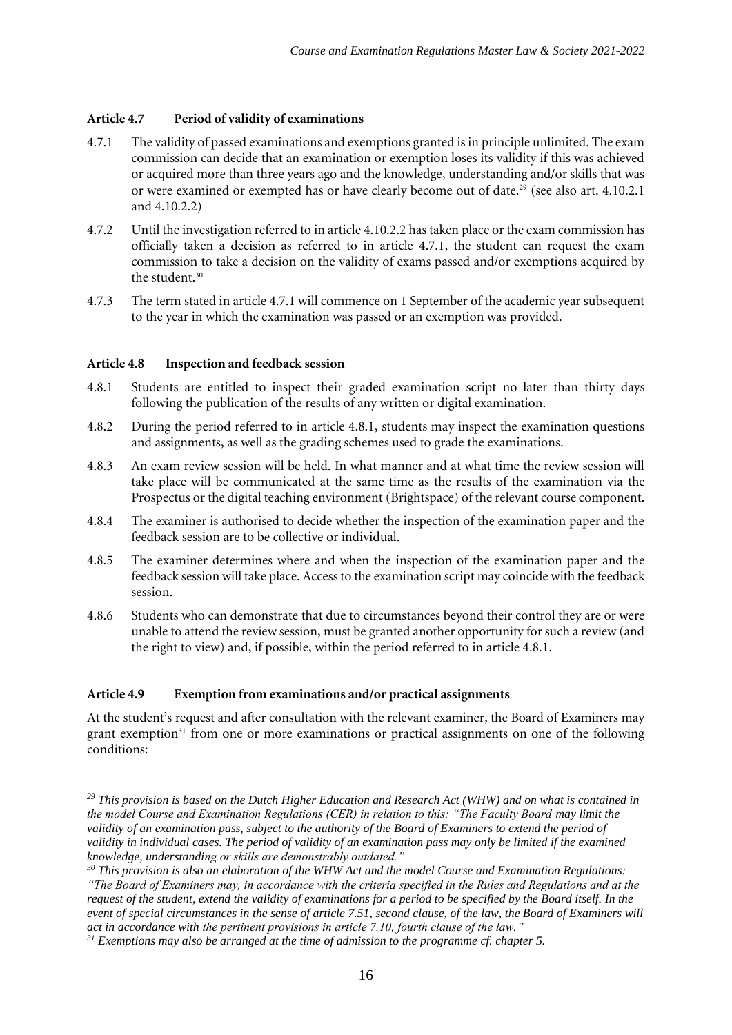### Article 4.7 Period of validity of examinations

4.7.1 The validity of passed examinations and exemptions granted is in principle unlimited. The exam commission can decide that an examination or exemption loses its validity if this was achieved or acquired more than three years ago and the knowledge, understanding and/or skills that was or were examined or exempted has or have clearly become out of date.[29] (see also art. 4.10.2.1 and 4.10.2.2)

4.7.2 Until the investigation referred to in article 4.10.2.2 has taken place or the exam commission has officially taken a decision as referred to in article 4.7.1, the student can request the exam commission to take a decision on the validity of exams passed and/or exemptions acquired by the student.[30]

4.7.3 The term stated in article 4.7.1 will commence on 1 September of the academic year subsequent to the year in which the examination was passed or an exemption was provided.

### Article 4.8 Inspection and feedback session

4.8.1 Students are entitled to inspect their graded examination script no later than thirty days following the publication of the results of any written or digital examination.

4.8.2 During the period referred to in article 4.8.1, students may inspect the examination questions and assignments, as well as the grading schemes used to grade the examinations.

4.8.3 An exam review session will be held. In what manner and at what time the review session will take place will be communicated at the same time as the results of the examination via the Prospectus or the digital teaching environment (Brightspace) of the relevant course component.

4.8.4 The examiner is authorised to decide whether the inspection of the examination paper and the feedback session are to be collective or individual.

4.8.5 The examiner determines where and when the inspection of the examination paper and the feedback session will take place. Access to the examination script may coincide with the feedback session.

4.8.6 Students who can demonstrate that due to circumstances beyond their control they are or were unable to attend the review session, must be granted another opportunity for such a review (and the right to view) and, if possible, within the period referred to in article 4.8.1.

### Article 4.9 Exemption from examinations and/or practical assignments

At the student's request and after consultation with the relevant examiner, the Board of Examiners may grant exemption[31] from one or more examinations or practical assignments on one of the following conditions:

---

[29] *This provision is based on the Dutch Higher Education and Research Act (WHW) and on what is contained in the model Course and Examination Regulations (CER) in relation to this: "The Faculty Board may limit the validity of an examination pass, subject to the authority of the Board of Examiners to extend the period of validity in individual cases. The period of validity of an examination pass may only be limited if the examined knowledge, understanding or skills are demonstrably outdated."*

[30] *This provision is also an elaboration of the WHW Act and the model Course and Examination Regulations: "The Board of Examiners may, in accordance with the criteria specified in the Rules and Regulations and at the request of the student, extend the validity of examinations for a period to be specified by the Board itself. In the event of special circumstances in the sense of article 7.51, second clause, of the law, the Board of Examiners will act in accordance with the pertinent provisions in article 7.10, fourth clause of the law."*

[31] *Exemptions may also be arranged at the time of admission to the programme cf. chapter 5.*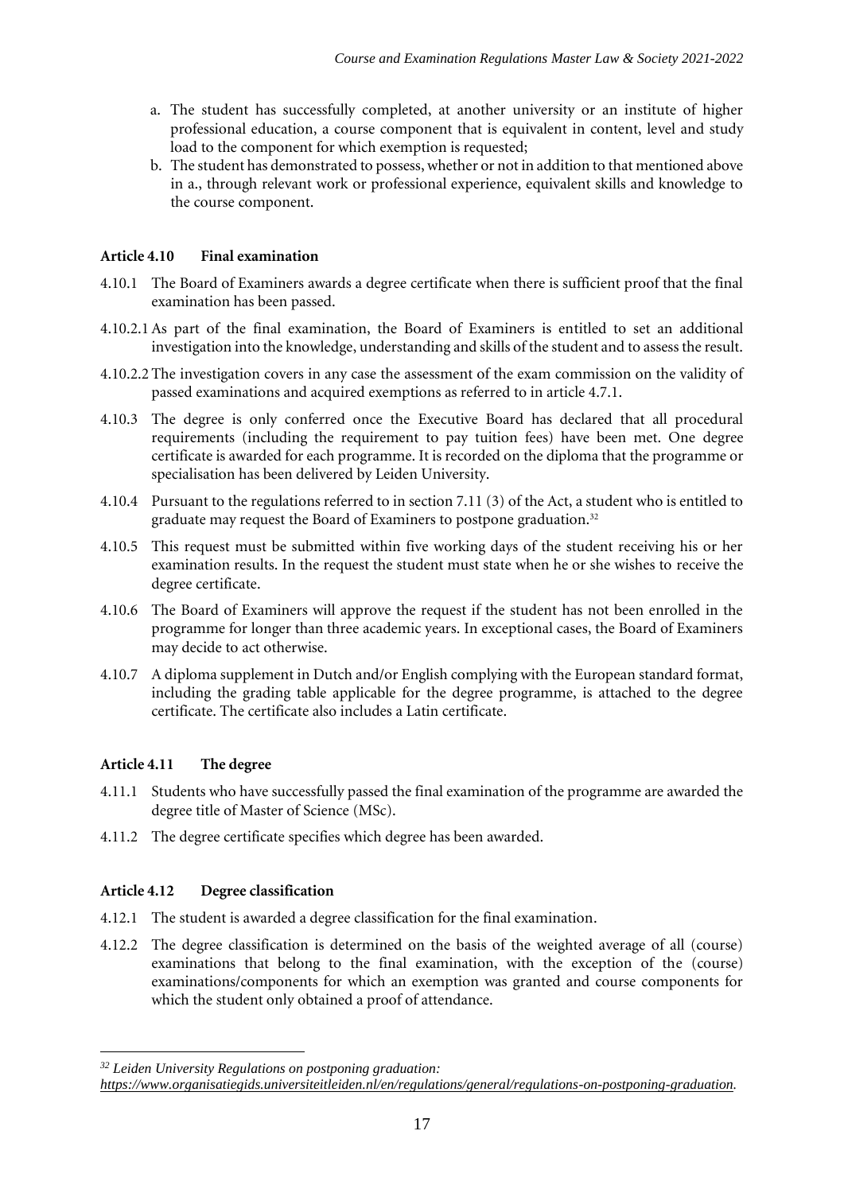a. The student has successfully completed, at another university or an institute of higher professional education, a course component that is equivalent in content, level and study load to the component for which exemption is requested;
b. The student has demonstrated to possess, whether or not in addition to that mentioned above in a., through relevant work or professional experience, equivalent skills and knowledge to the course component.

**Article 4.10 Final examination**

4.10.1 The Board of Examiners awards a degree certificate when there is sufficient proof that the final examination has been passed.

4.10.2.1 As part of the final examination, the Board of Examiners is entitled to set an additional investigation into the knowledge, understanding and skills of the student and to assess the result.

4.10.2.2 The investigation covers in any case the assessment of the exam commission on the validity of passed examinations and acquired exemptions as referred to in article 4.7.1.

4.10.3 The degree is only conferred once the Executive Board has declared that all procedural requirements (including the requirement to pay tuition fees) have been met. One degree certificate is awarded for each programme. It is recorded on the diploma that the programme or specialisation has been delivered by Leiden University.

4.10.4 Pursuant to the regulations referred to in section 7.11 (3) of the Act, a student who is entitled to graduate may request the Board of Examiners to postpone graduation.[32]

4.10.5 This request must be submitted within five working days of the student receiving his or her examination results. In the request the student must state when he or she wishes to receive the degree certificate.

4.10.6 The Board of Examiners will approve the request if the student has not been enrolled in the programme for longer than three academic years. In exceptional cases, the Board of Examiners may decide to act otherwise.

4.10.7 A diploma supplement in Dutch and/or English complying with the European standard format, including the grading table applicable for the degree programme, is attached to the degree certificate. The certificate also includes a Latin certificate.

**Article 4.11 The degree**

4.11.1 Students who have successfully passed the final examination of the programme are awarded the degree title of Master of Science (MSc).

4.11.2 The degree certificate specifies which degree has been awarded.

**Article 4.12 Degree classification**

4.12.1 The student is awarded a degree classification for the final examination.

4.12.2 The degree classification is determined on the basis of the weighted average of all (course) examinations that belong to the final examination, with the exception of the (course) examinations/components for which an exemption was granted and course components for which the student only obtained a proof of attendance.

---

[32] *Leiden University Regulations on postponing graduation: https://www.organisatiegids.universiteitleiden.nl/en/regulations/general/regulations-on-postponing-graduation.*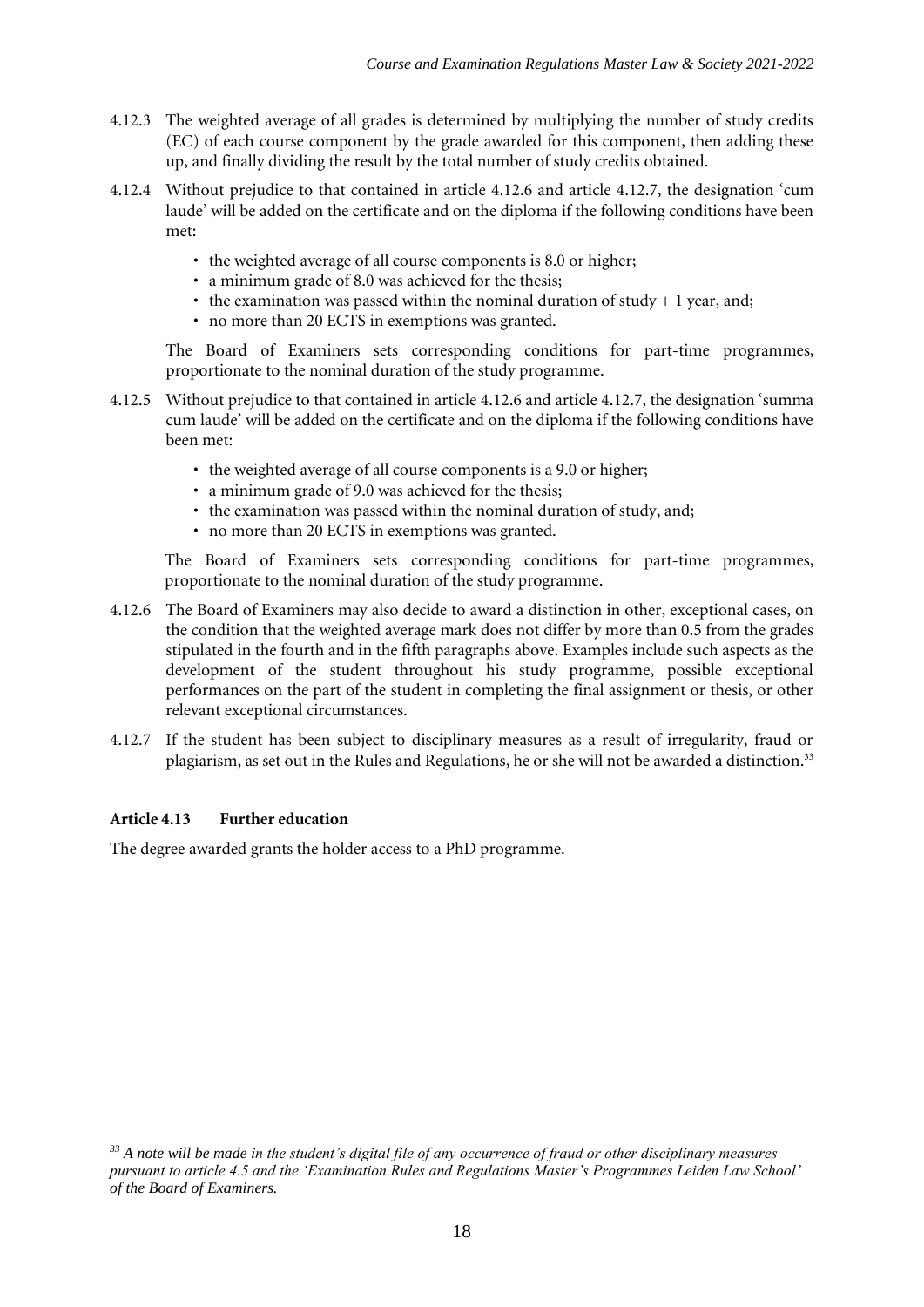4.12.3 The weighted average of all grades is determined by multiplying the number of study credits (EC) of each course component by the grade awarded for this component, then adding these up, and finally dividing the result by the total number of study credits obtained.

4.12.4 Without prejudice to that contained in article 4.12.6 and article 4.12.7, the designation 'cum laude' will be added on the certificate and on the diploma if the following conditions have been met:

- the weighted average of all course components is 8.0 or higher;
- a minimum grade of 8.0 was achieved for the thesis;
- the examination was passed within the nominal duration of study + 1 year, and;
- no more than 20 ECTS in exemptions was granted.

The Board of Examiners sets corresponding conditions for part-time programmes, proportionate to the nominal duration of the study programme.

4.12.5 Without prejudice to that contained in article 4.12.6 and article 4.12.7, the designation 'summa cum laude' will be added on the certificate and on the diploma if the following conditions have been met:

- the weighted average of all course components is a 9.0 or higher;
- a minimum grade of 9.0 was achieved for the thesis;
- the examination was passed within the nominal duration of study, and;
- no more than 20 ECTS in exemptions was granted.

The Board of Examiners sets corresponding conditions for part-time programmes, proportionate to the nominal duration of the study programme.

4.12.6 The Board of Examiners may also decide to award a distinction in other, exceptional cases, on the condition that the weighted average mark does not differ by more than 0.5 from the grades stipulated in the fourth and in the fifth paragraphs above. Examples include such aspects as the development of the student throughout his study programme, possible exceptional performances on the part of the student in completing the final assignment or thesis, or other relevant exceptional circumstances.

4.12.7 If the student has been subject to disciplinary measures as a result of irregularity, fraud or plagiarism, as set out in the Rules and Regulations, he or she will not be awarded a distinction.[33]

**Article 4.13 Further education**

The degree awarded grants the holder access to a PhD programme.

---

[33] *A note will be made in the student's digital file of any occurrence of fraud or other disciplinary measures pursuant to article 4.5 and the 'Examination Rules and Regulations Master's Programmes Leiden Law School' of the Board of Examiners.*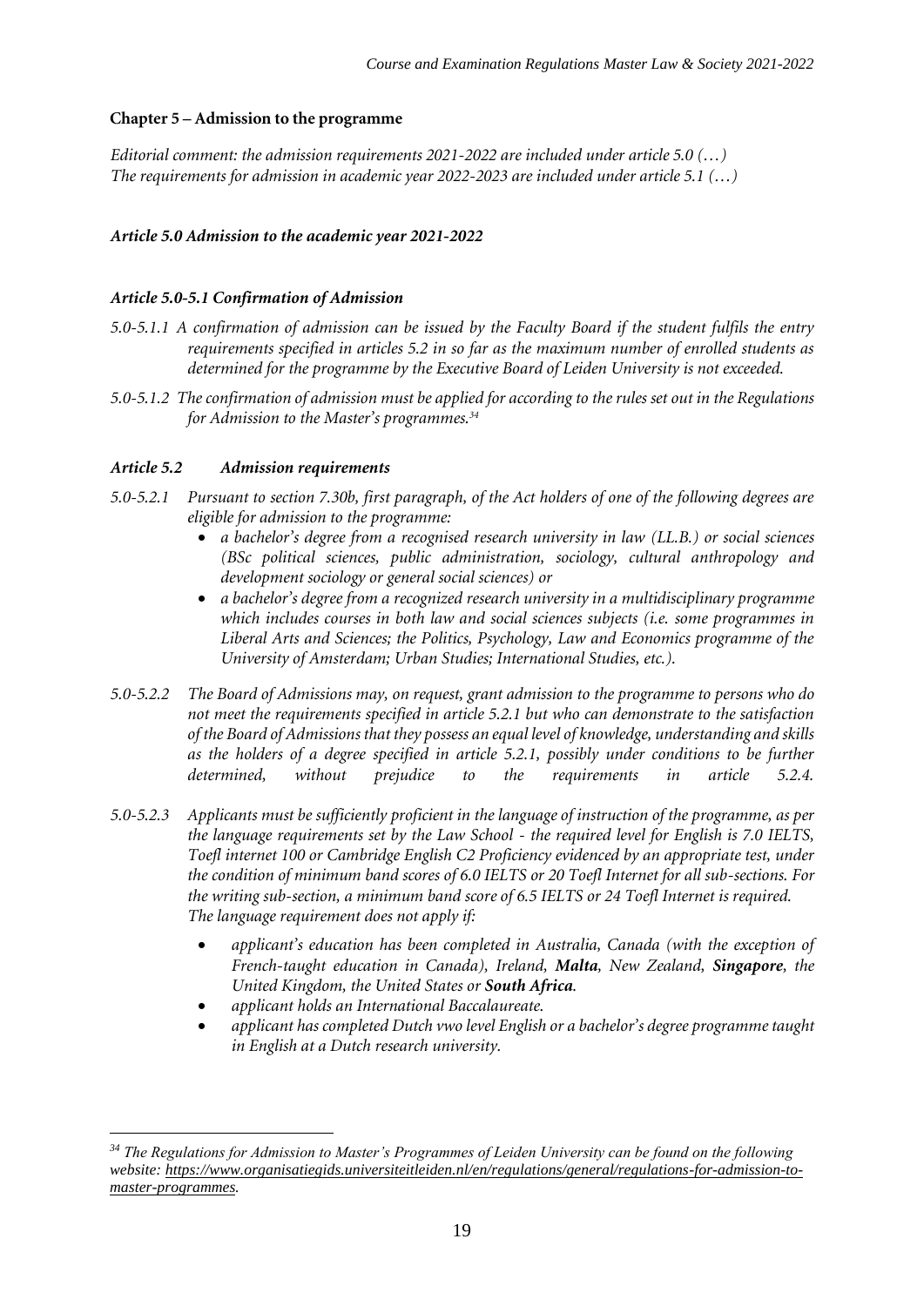## Chapter 5 – Admission to the programme

*Editorial comment: the admission requirements 2021-2022 are included under article 5.0 (…)*
*The requirements for admission in academic year 2022-2023 are included under article 5.1 (…)*

### *Article 5.0 Admission to the academic year 2021-2022*

### *Article 5.0-5.1 Confirmation of Admission*

*5.0-5.1.1 A confirmation of admission can be issued by the Faculty Board if the student fulfils the entry requirements specified in articles 5.2 in so far as the maximum number of enrolled students as determined for the programme by the Executive Board of Leiden University is not exceeded.*

*5.0-5.1.2 The confirmation of admission must be applied for according to the rules set out in the Regulations for Admission to the Master's programmes.[34]*

### *Article 5.2 Admission requirements*

*5.0-5.2.1 Pursuant to section 7.30b, first paragraph, of the Act holders of one of the following degrees are eligible for admission to the programme:*

- *a bachelor's degree from a recognised research university in law (LL.B.) or social sciences (BSc political sciences, public administration, sociology, cultural anthropology and development sociology or general social sciences) or*
- *a bachelor's degree from a recognized research university in a multidisciplinary programme which includes courses in both law and social sciences subjects (i.e. some programmes in Liberal Arts and Sciences; the Politics, Psychology, Law and Economics programme of the University of Amsterdam; Urban Studies; International Studies, etc.).*

*5.0-5.2.2 The Board of Admissions may, on request, grant admission to the programme to persons who do not meet the requirements specified in article 5.2.1 but who can demonstrate to the satisfaction of the Board of Admissions that they possess an equal level of knowledge, understanding and skills as the holders of a degree specified in article 5.2.1, possibly under conditions to be further determined, without prejudice to the requirements in article 5.2.4.*

*5.0-5.2.3 Applicants must be sufficiently proficient in the language of instruction of the programme, as per the language requirements set by the Law School - the required level for English is 7.0 IELTS, Toefl internet 100 or Cambridge English C2 Proficiency evidenced by an appropriate test, under the condition of minimum band scores of 6.0 IELTS or 20 Toefl Internet for all sub-sections. For the writing sub-section, a minimum band score of 6.5 IELTS or 24 Toefl Internet is required.*
*The language requirement does not apply if:*

- *applicant's education has been completed in Australia, Canada (with the exception of French-taught education in Canada), Ireland, **Malta**, New Zealand, **Singapore**, the United Kingdom, the United States or **South Africa**.*
- *applicant holds an International Baccalaureate.*
- *applicant has completed Dutch vwo level English or a bachelor's degree programme taught in English at a Dutch research university.*

---

*[34] The Regulations for Admission to Master's Programmes of Leiden University can be found on the following website: https://www.organisatiegids.universiteitleiden.nl/en/regulations/general/regulations-for-admission-to-master-programmes.*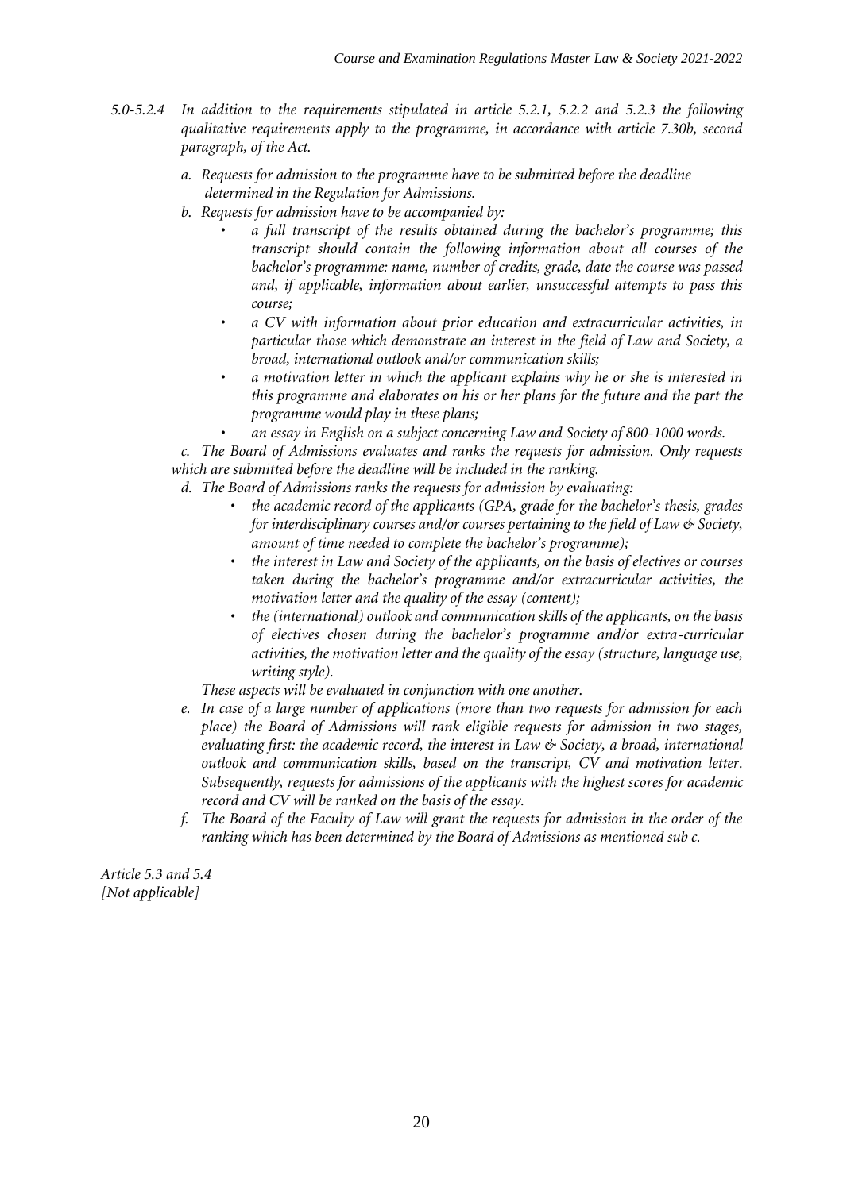*5.0-5.2.4 In addition to the requirements stipulated in article 5.2.1, 5.2.2 and 5.2.3 the following qualitative requirements apply to the programme, in accordance with article 7.30b, second paragraph, of the Act.*

*a. Requests for admission to the programme have to be submitted before the deadline determined in the Regulation for Admissions.*

*b. Requests for admission have to be accompanied by:*

- *a full transcript of the results obtained during the bachelor's programme; this transcript should contain the following information about all courses of the bachelor's programme: name, number of credits, grade, date the course was passed and, if applicable, information about earlier, unsuccessful attempts to pass this course;*
- *a CV with information about prior education and extracurricular activities, in particular those which demonstrate an interest in the field of Law and Society, a broad, international outlook and/or communication skills;*
- *a motivation letter in which the applicant explains why he or she is interested in this programme and elaborates on his or her plans for the future and the part the programme would play in these plans;*
- *an essay in English on a subject concerning Law and Society of 800-1000 words.*

*c. The Board of Admissions evaluates and ranks the requests for admission. Only requests which are submitted before the deadline will be included in the ranking.*

*d. The Board of Admissions ranks the requests for admission by evaluating:*

- *the academic record of the applicants (GPA, grade for the bachelor's thesis, grades for interdisciplinary courses and/or courses pertaining to the field of Law & Society, amount of time needed to complete the bachelor's programme);*
- *the interest in Law and Society of the applicants, on the basis of electives or courses taken during the bachelor's programme and/or extracurricular activities, the motivation letter and the quality of the essay (content);*
- *the (international) outlook and communication skills of the applicants, on the basis of electives chosen during the bachelor's programme and/or extra-curricular activities, the motivation letter and the quality of the essay (structure, language use, writing style).*

*These aspects will be evaluated in conjunction with one another.*

*e. In case of a large number of applications (more than two requests for admission for each place) the Board of Admissions will rank eligible requests for admission in two stages, evaluating first: the academic record, the interest in Law & Society, a broad, international outlook and communication skills, based on the transcript, CV and motivation letter. Subsequently, requests for admissions of the applicants with the highest scores for academic record and CV will be ranked on the basis of the essay.*

*f. The Board of the Faculty of Law will grant the requests for admission in the order of the ranking which has been determined by the Board of Admissions as mentioned sub c.*

*Article 5.3 and 5.4*
*[Not applicable]*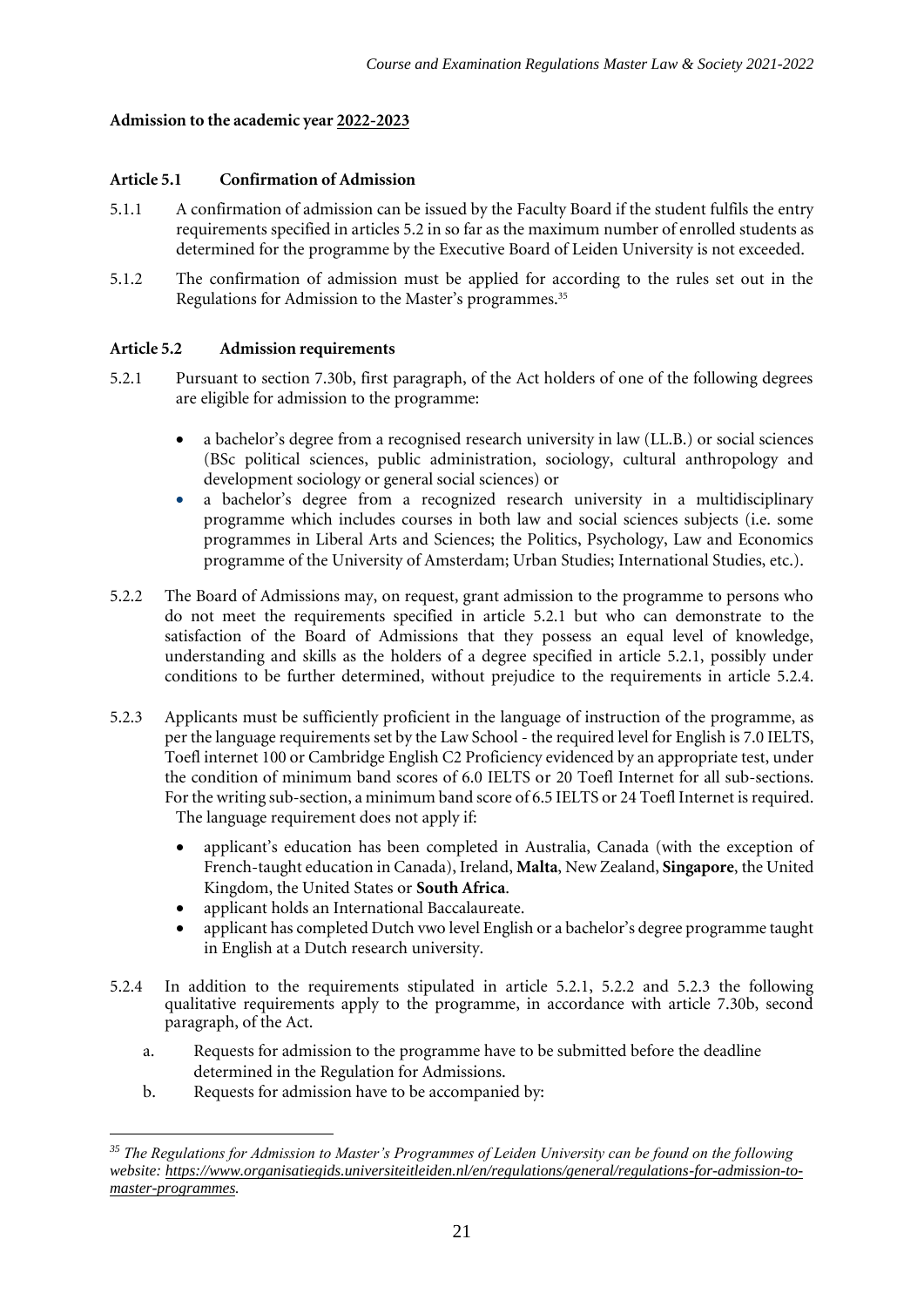**Admission to the academic year 2022-2023**

**Article 5.1 Confirmation of Admission**

5.1.1 A confirmation of admission can be issued by the Faculty Board if the student fulfils the entry requirements specified in articles 5.2 in so far as the maximum number of enrolled students as determined for the programme by the Executive Board of Leiden University is not exceeded.

5.1.2 The confirmation of admission must be applied for according to the rules set out in the Regulations for Admission to the Master's programmes.[35]

**Article 5.2 Admission requirements**

5.2.1 Pursuant to section 7.30b, first paragraph, of the Act holders of one of the following degrees are eligible for admission to the programme:

- a bachelor's degree from a recognised research university in law (LL.B.) or social sciences (BSc political sciences, public administration, sociology, cultural anthropology and development sociology or general social sciences) or
- a bachelor's degree from a recognized research university in a multidisciplinary programme which includes courses in both law and social sciences subjects (i.e. some programmes in Liberal Arts and Sciences; the Politics, Psychology, Law and Economics programme of the University of Amsterdam; Urban Studies; International Studies, etc.).

5.2.2 The Board of Admissions may, on request, grant admission to the programme to persons who do not meet the requirements specified in article 5.2.1 but who can demonstrate to the satisfaction of the Board of Admissions that they possess an equal level of knowledge, understanding and skills as the holders of a degree specified in article 5.2.1, possibly under conditions to be further determined, without prejudice to the requirements in article 5.2.4.

5.2.3 Applicants must be sufficiently proficient in the language of instruction of the programme, as per the language requirements set by the Law School - the required level for English is 7.0 IELTS, Toefl internet 100 or Cambridge English C2 Proficiency evidenced by an appropriate test, under the condition of minimum band scores of 6.0 IELTS or 20 Toefl Internet for all sub-sections. For the writing sub-section, a minimum band score of 6.5 IELTS or 24 Toefl Internet is required. The language requirement does not apply if:

- applicant's education has been completed in Australia, Canada (with the exception of French-taught education in Canada), Ireland, **Malta**, New Zealand, **Singapore**, the United Kingdom, the United States or **South Africa**.
- applicant holds an International Baccalaureate.
- applicant has completed Dutch vwo level English or a bachelor's degree programme taught in English at a Dutch research university.

5.2.4 In addition to the requirements stipulated in article 5.2.1, 5.2.2 and 5.2.3 the following qualitative requirements apply to the programme, in accordance with article 7.30b, second paragraph, of the Act.

a. Requests for admission to the programme have to be submitted before the deadline determined in the Regulation for Admissions.

b. Requests for admission have to be accompanied by:

---

[35] *The Regulations for Admission to Master's Programmes of Leiden University can be found on the following website: https://www.organisatiegids.universiteitleiden.nl/en/regulations/general/regulations-for-admission-to-master-programmes.*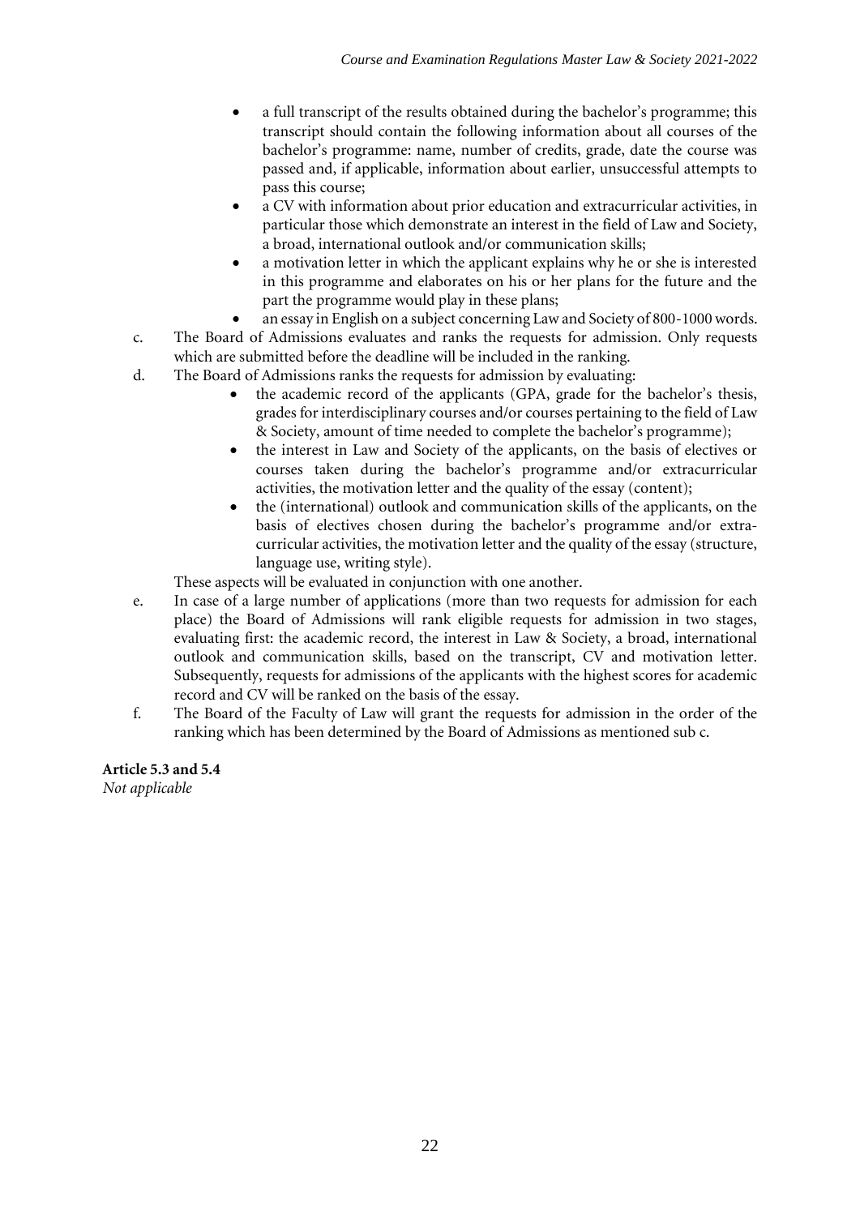- a full transcript of the results obtained during the bachelor's programme; this transcript should contain the following information about all courses of the bachelor's programme: name, number of credits, grade, date the course was passed and, if applicable, information about earlier, unsuccessful attempts to pass this course;
- a CV with information about prior education and extracurricular activities, in particular those which demonstrate an interest in the field of Law and Society, a broad, international outlook and/or communication skills;
- a motivation letter in which the applicant explains why he or she is interested in this programme and elaborates on his or her plans for the future and the part the programme would play in these plans;
- an essay in English on a subject concerning Law and Society of 800-1000 words.

c. The Board of Admissions evaluates and ranks the requests for admission. Only requests which are submitted before the deadline will be included in the ranking.

d. The Board of Admissions ranks the requests for admission by evaluating:
   - the academic record of the applicants (GPA, grade for the bachelor's thesis, grades for interdisciplinary courses and/or courses pertaining to the field of Law & Society, amount of time needed to complete the bachelor's programme);
   - the interest in Law and Society of the applicants, on the basis of electives or courses taken during the bachelor's programme and/or extracurricular activities, the motivation letter and the quality of the essay (content);
   - the (international) outlook and communication skills of the applicants, on the basis of electives chosen during the bachelor's programme and/or extra-curricular activities, the motivation letter and the quality of the essay (structure, language use, writing style).

   These aspects will be evaluated in conjunction with one another.

e. In case of a large number of applications (more than two requests for admission for each place) the Board of Admissions will rank eligible requests for admission in two stages, evaluating first: the academic record, the interest in Law & Society, a broad, international outlook and communication skills, based on the transcript, CV and motivation letter. Subsequently, requests for admissions of the applicants with the highest scores for academic record and CV will be ranked on the basis of the essay.

f. The Board of the Faculty of Law will grant the requests for admission in the order of the ranking which has been determined by the Board of Admissions as mentioned sub c.

**Article 5.3 and 5.4**

*Not applicable*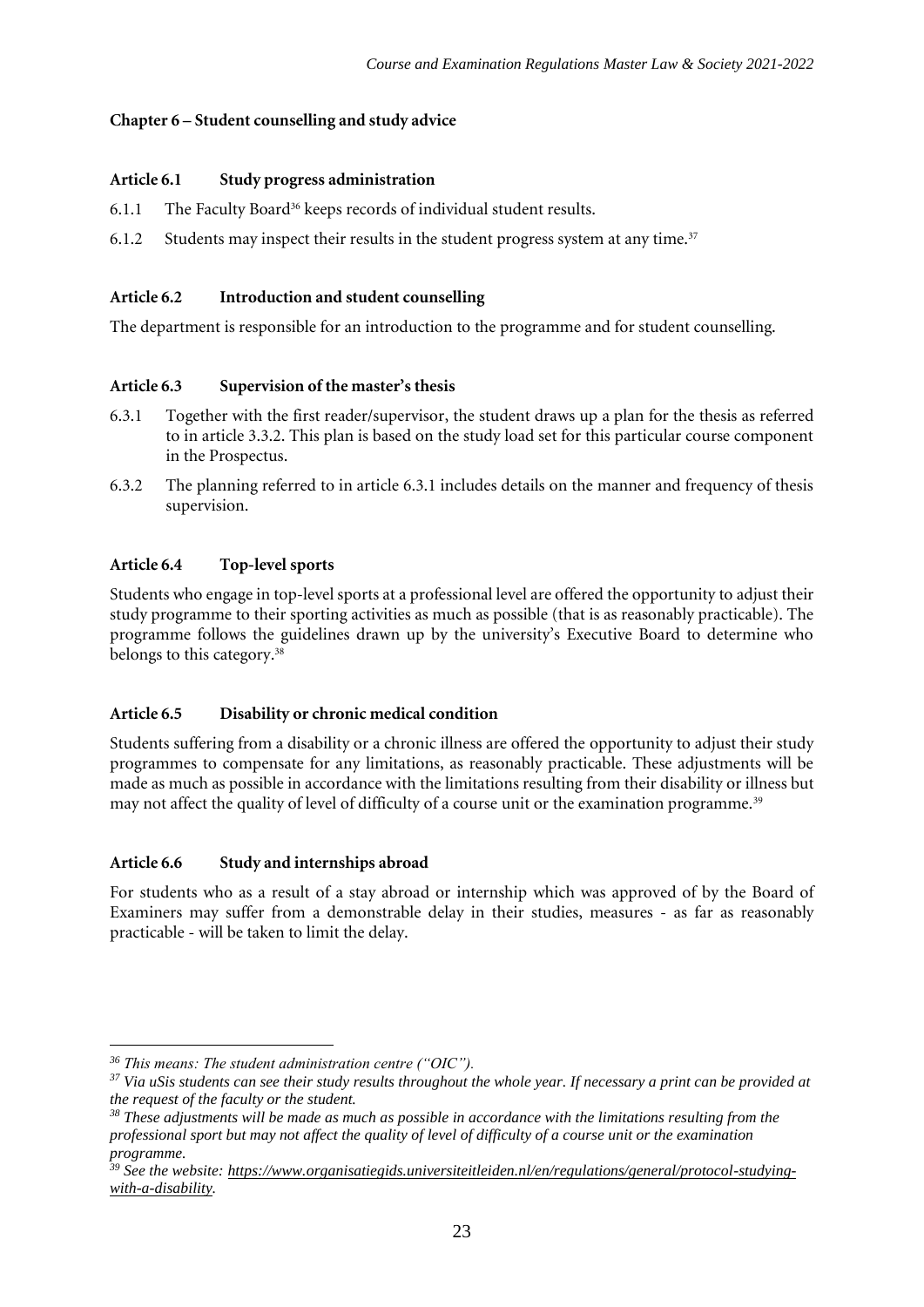## Chapter 6 – Student counselling and study advice

### Article 6.1 Study progress administration

6.1.1 The Faculty Board[36] keeps records of individual student results.

6.1.2 Students may inspect their results in the student progress system at any time.[37]

### Article 6.2 Introduction and student counselling

The department is responsible for an introduction to the programme and for student counselling.

### Article 6.3 Supervision of the master's thesis

6.3.1 Together with the first reader/supervisor, the student draws up a plan for the thesis as referred to in article 3.3.2. This plan is based on the study load set for this particular course component in the Prospectus.

6.3.2 The planning referred to in article 6.3.1 includes details on the manner and frequency of thesis supervision.

### Article 6.4 Top-level sports

Students who engage in top-level sports at a professional level are offered the opportunity to adjust their study programme to their sporting activities as much as possible (that is as reasonably practicable). The programme follows the guidelines drawn up by the university's Executive Board to determine who belongs to this category.[38]

### Article 6.5 Disability or chronic medical condition

Students suffering from a disability or a chronic illness are offered the opportunity to adjust their study programmes to compensate for any limitations, as reasonably practicable. These adjustments will be made as much as possible in accordance with the limitations resulting from their disability or illness but may not affect the quality of level of difficulty of a course unit or the examination programme.[39]

### Article 6.6 Study and internships abroad

For students who as a result of a stay abroad or internship which was approved of by the Board of Examiners may suffer from a demonstrable delay in their studies, measures - as far as reasonably practicable - will be taken to limit the delay.

---

*[36] This means: The student administration centre ("OIC").*

*[37] Via uSis students can see their study results throughout the whole year. If necessary a print can be provided at the request of the faculty or the student.*

*[38] These adjustments will be made as much as possible in accordance with the limitations resulting from the professional sport but may not affect the quality of level of difficulty of a course unit or the examination programme.*

*[39] See the website: https://www.organisatiegids.universiteitleiden.nl/en/regulations/general/protocol-studying-with-a-disability.*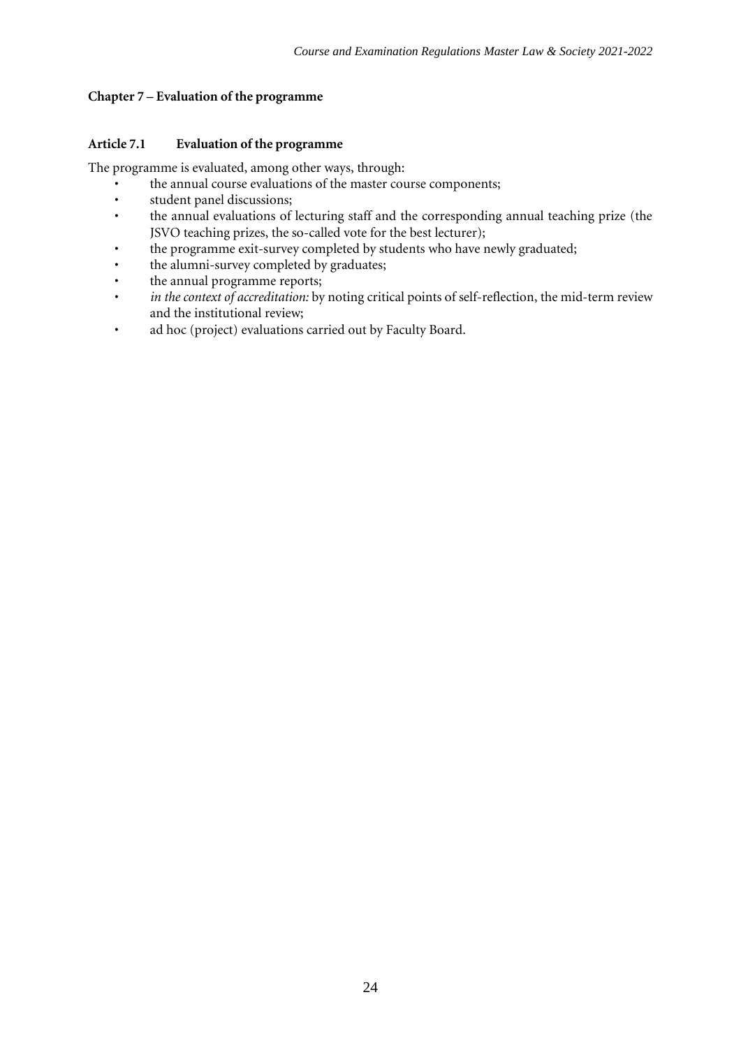## Chapter 7 – Evaluation of the programme

### Article 7.1 Evaluation of the programme

The programme is evaluated, among other ways, through:

- the annual course evaluations of the master course components;
- student panel discussions;
- the annual evaluations of lecturing staff and the corresponding annual teaching prize (the JSVO teaching prizes, the so-called vote for the best lecturer);
- the programme exit-survey completed by students who have newly graduated;
- the alumni-survey completed by graduates;
- the annual programme reports;
- *in the context of accreditation:* by noting critical points of self-reflection, the mid-term review and the institutional review;
- ad hoc (project) evaluations carried out by Faculty Board.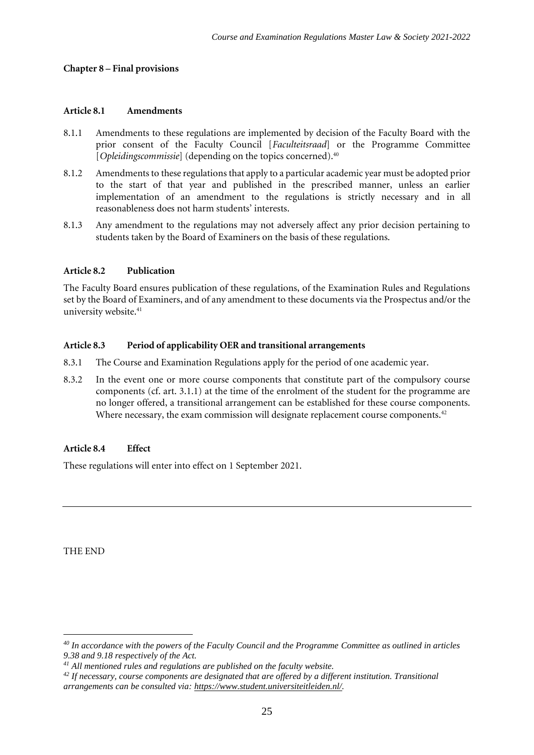**Chapter 8 – Final provisions**

**Article 8.1 Amendments**

8.1.1 Amendments to these regulations are implemented by decision of the Faculty Board with the prior consent of the Faculty Council [*Faculteitsraad*] or the Programme Committee [*Opleidingscommissie*] (depending on the topics concerned).[40]

8.1.2 Amendments to these regulations that apply to a particular academic year must be adopted prior to the start of that year and published in the prescribed manner, unless an earlier implementation of an amendment to the regulations is strictly necessary and in all reasonableness does not harm students' interests.

8.1.3 Any amendment to the regulations may not adversely affect any prior decision pertaining to students taken by the Board of Examiners on the basis of these regulations.

**Article 8.2 Publication**

The Faculty Board ensures publication of these regulations, of the Examination Rules and Regulations set by the Board of Examiners, and of any amendment to these documents via the Prospectus and/or the university website.[41]

**Article 8.3 Period of applicability OER and transitional arrangements**

8.3.1 The Course and Examination Regulations apply for the period of one academic year.

8.3.2 In the event one or more course components that constitute part of the compulsory course components (cf. art. 3.1.1) at the time of the enrolment of the student for the programme are no longer offered, a transitional arrangement can be established for these course components. Where necessary, the exam commission will designate replacement course components.[42]

**Article 8.4 Effect**

These regulations will enter into effect on 1 September 2021.

---

THE END

---

[40] *In accordance with the powers of the Faculty Council and the Programme Committee as outlined in articles 9.38 and 9.18 respectively of the Act.*

[41] *All mentioned rules and regulations are published on the faculty website.*

[42] *If necessary, course components are designated that are offered by a different institution. Transitional arrangements can be consulted via: https://www.student.universiteitleiden.nl/.*